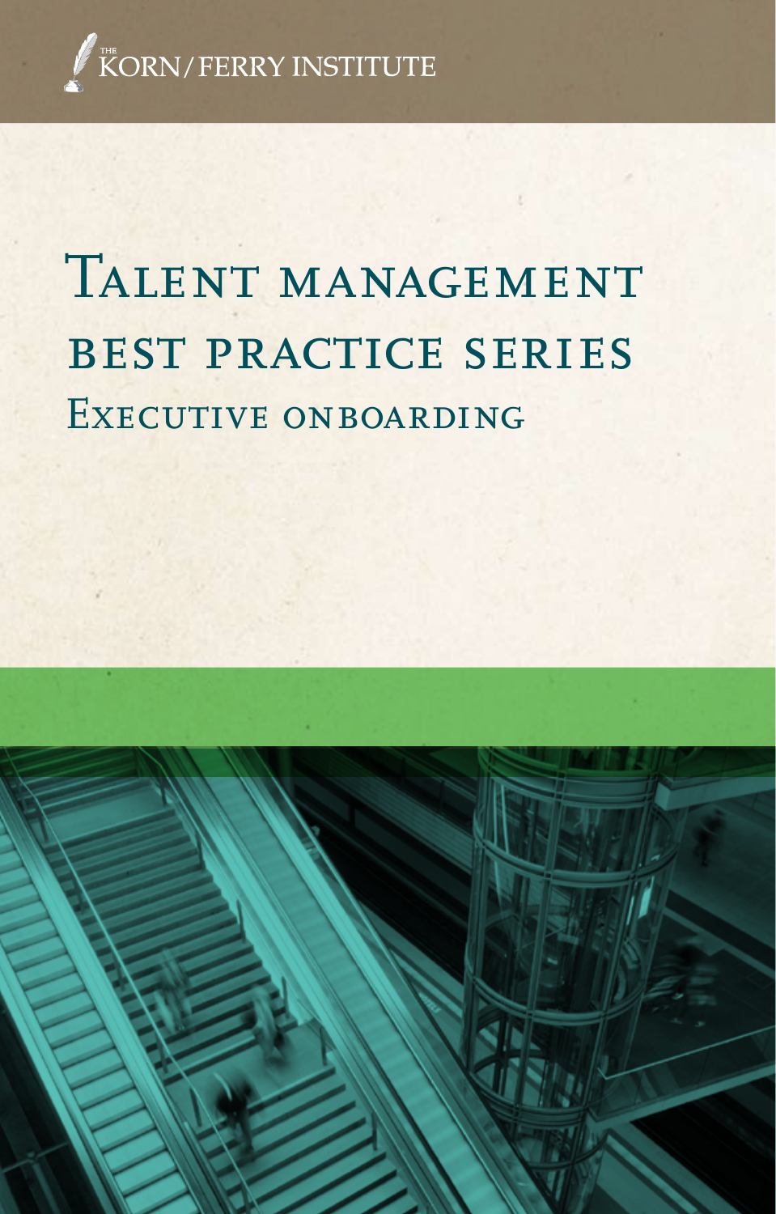THE KORN/FERRY INSTITUTE

# Talent management best practice series

## Executive onboarding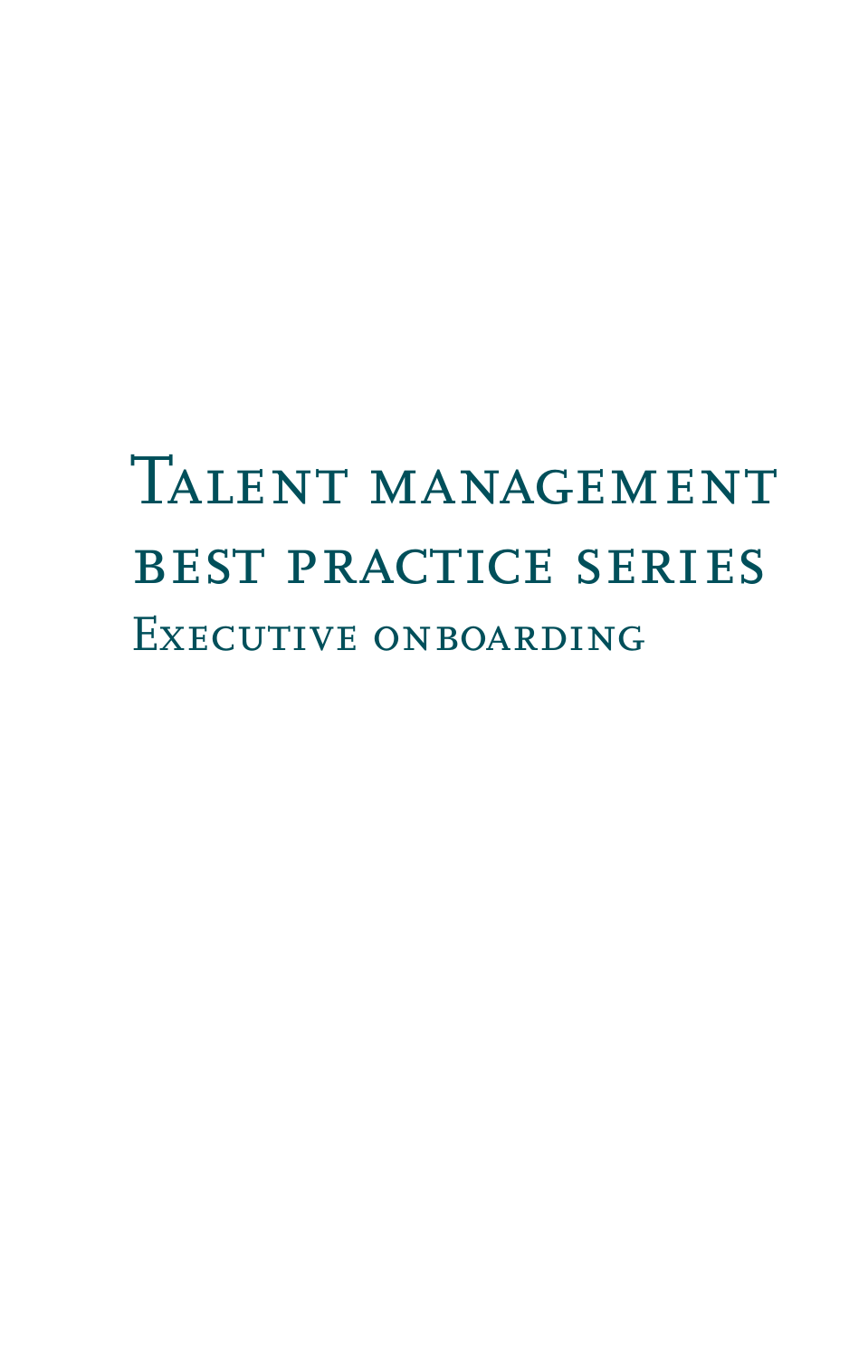# Talent management best practice series

## Executive onboarding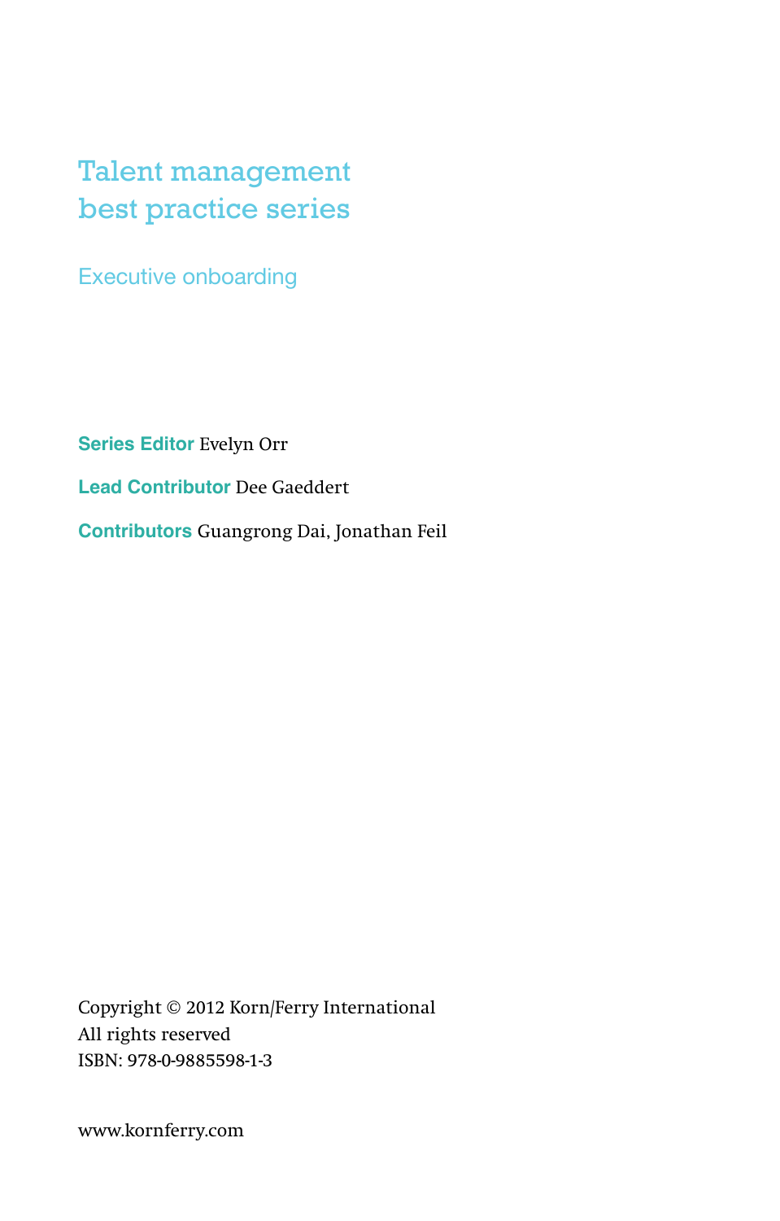# Talent management best practice series

## Executive onboarding

**Series Editor** Evelyn Orr

**Lead Contributor** Dee Gaeddert

**Contributors** Guangrong Dai, Jonathan Feil

Copyright © 2012 Korn/Ferry International
All rights reserved
ISBN: 978-0-9885598-1-3

www.kornferry.com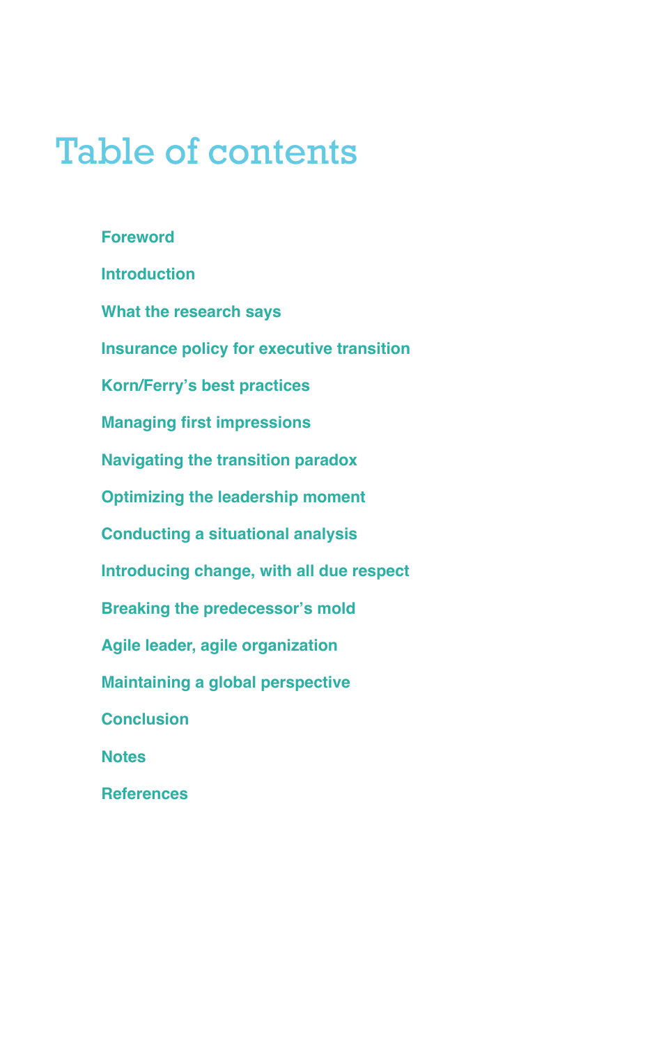# Table of contents

- Foreword
- Introduction
- What the research says
- Insurance policy for executive transition
- Korn/Ferry's best practices
- Managing first impressions
- Navigating the transition paradox
- Optimizing the leadership moment
- Conducting a situational analysis
- Introducing change, with all due respect
- Breaking the predecessor's mold
- Agile leader, agile organization
- Maintaining a global perspective
- Conclusion
- Notes
- References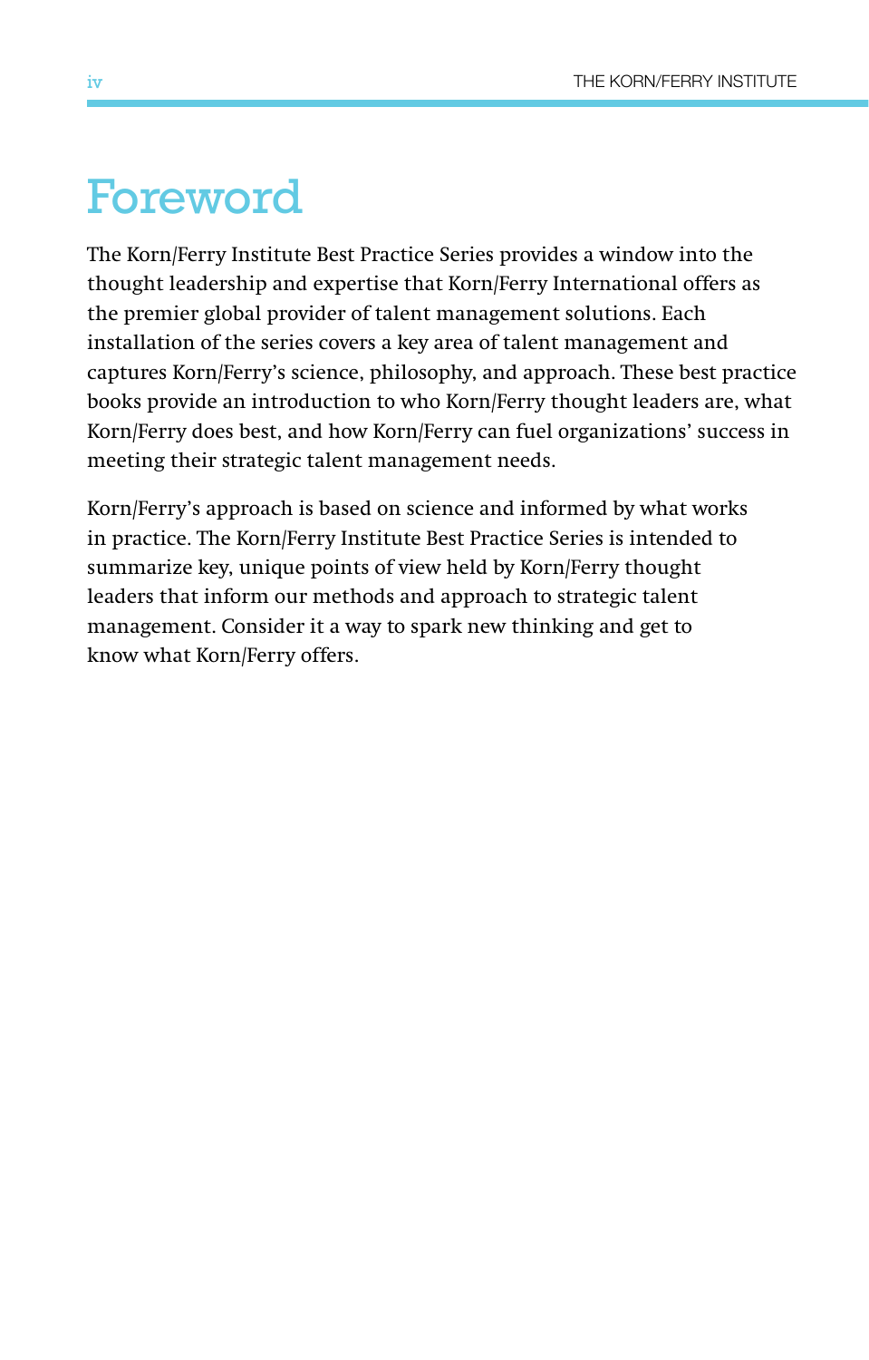# Foreword

The Korn/Ferry Institute Best Practice Series provides a window into the thought leadership and expertise that Korn/Ferry International offers as the premier global provider of talent management solutions. Each installation of the series covers a key area of talent management and captures Korn/Ferry's science, philosophy, and approach. These best practice books provide an introduction to who Korn/Ferry thought leaders are, what Korn/Ferry does best, and how Korn/Ferry can fuel organizations' success in meeting their strategic talent management needs.

Korn/Ferry's approach is based on science and informed by what works in practice. The Korn/Ferry Institute Best Practice Series is intended to summarize key, unique points of view held by Korn/Ferry thought leaders that inform our methods and approach to strategic talent management. Consider it a way to spark new thinking and get to know what Korn/Ferry offers.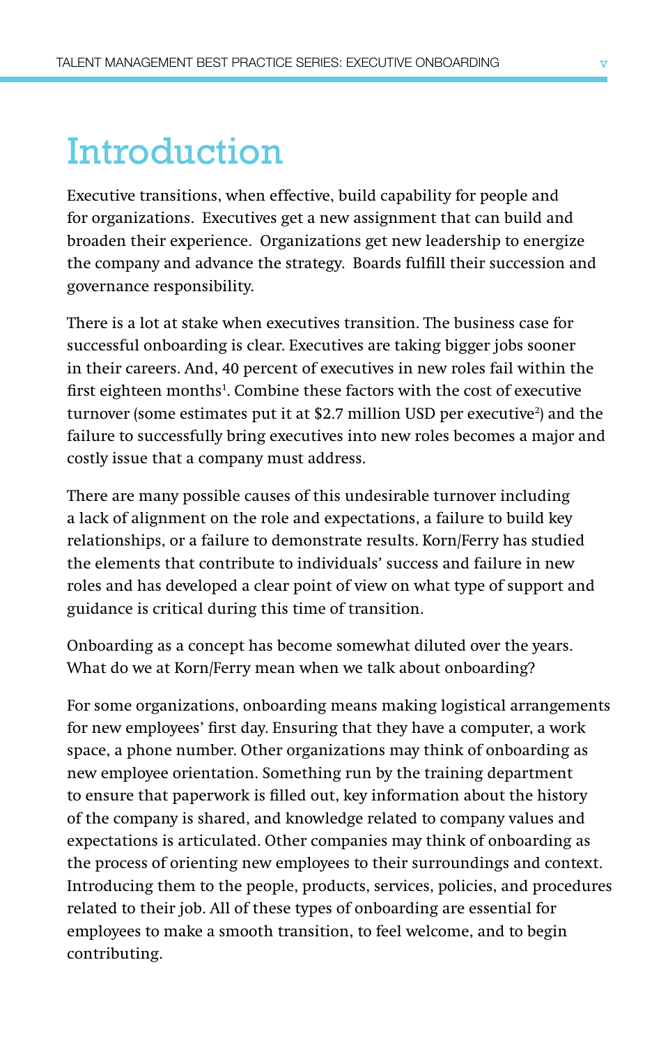# Introduction

Executive transitions, when effective, build capability for people and for organizations. Executives get a new assignment that can build and broaden their experience. Organizations get new leadership to energize the company and advance the strategy. Boards fulfill their succession and governance responsibility.

There is a lot at stake when executives transition. The business case for successful onboarding is clear. Executives are taking bigger jobs sooner in their careers. And, 40 percent of executives in new roles fail within the first eighteen months[1]. Combine these factors with the cost of executive turnover (some estimates put it at $2.7 million USD per executive[2]) and the failure to successfully bring executives into new roles becomes a major and costly issue that a company must address.

There are many possible causes of this undesirable turnover including a lack of alignment on the role and expectations, a failure to build key relationships, or a failure to demonstrate results. Korn/Ferry has studied the elements that contribute to individuals' success and failure in new roles and has developed a clear point of view on what type of support and guidance is critical during this time of transition.

Onboarding as a concept has become somewhat diluted over the years. What do we at Korn/Ferry mean when we talk about onboarding?

For some organizations, onboarding means making logistical arrangements for new employees' first day. Ensuring that they have a computer, a work space, a phone number. Other organizations may think of onboarding as new employee orientation. Something run by the training department to ensure that paperwork is filled out, key information about the history of the company is shared, and knowledge related to company values and expectations is articulated. Other companies may think of onboarding as the process of orienting new employees to their surroundings and context. Introducing them to the people, products, services, policies, and procedures related to their job. All of these types of onboarding are essential for employees to make a smooth transition, to feel welcome, and to begin contributing.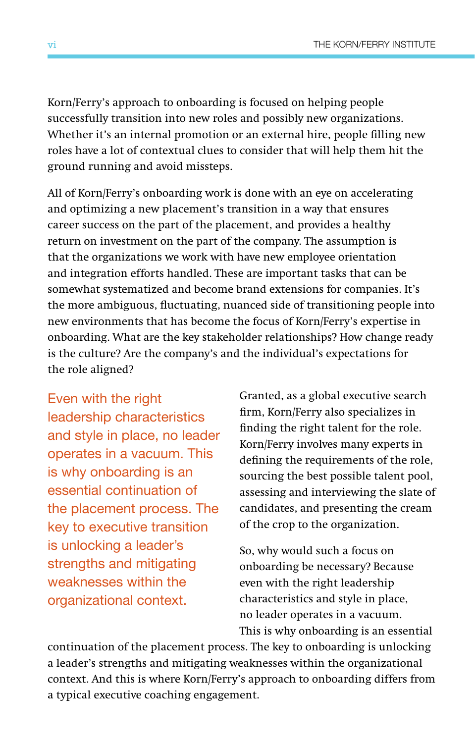Korn/Ferry's approach to onboarding is focused on helping people successfully transition into new roles and possibly new organizations. Whether it's an internal promotion or an external hire, people filling new roles have a lot of contextual clues to consider that will help them hit the ground running and avoid missteps.

All of Korn/Ferry's onboarding work is done with an eye on accelerating and optimizing a new placement's transition in a way that ensures career success on the part of the placement, and provides a healthy return on investment on the part of the company. The assumption is that the organizations we work with have new employee orientation and integration efforts handled. These are important tasks that can be somewhat systematized and become brand extensions for companies. It's the more ambiguous, fluctuating, nuanced side of transitioning people into new environments that has become the focus of Korn/Ferry's expertise in onboarding. What are the key stakeholder relationships? How change ready is the culture? Are the company's and the individual's expectations for the role aligned?

> Even with the right leadership characteristics and style in place, no leader operates in a vacuum. This is why onboarding is an essential continuation of the placement process. The key to executive transition is unlocking a leader's strengths and mitigating weaknesses within the organizational context.

Granted, as a global executive search firm, Korn/Ferry also specializes in finding the right talent for the role. Korn/Ferry involves many experts in defining the requirements of the role, sourcing the best possible talent pool, assessing and interviewing the slate of candidates, and presenting the cream of the crop to the organization.

So, why would such a focus on onboarding be necessary? Because even with the right leadership characteristics and style in place, no leader operates in a vacuum. This is why onboarding is an essential continuation of the placement process. The key to onboarding is unlocking a leader's strengths and mitigating weaknesses within the organizational context. And this is where Korn/Ferry's approach to onboarding differs from a typical executive coaching engagement.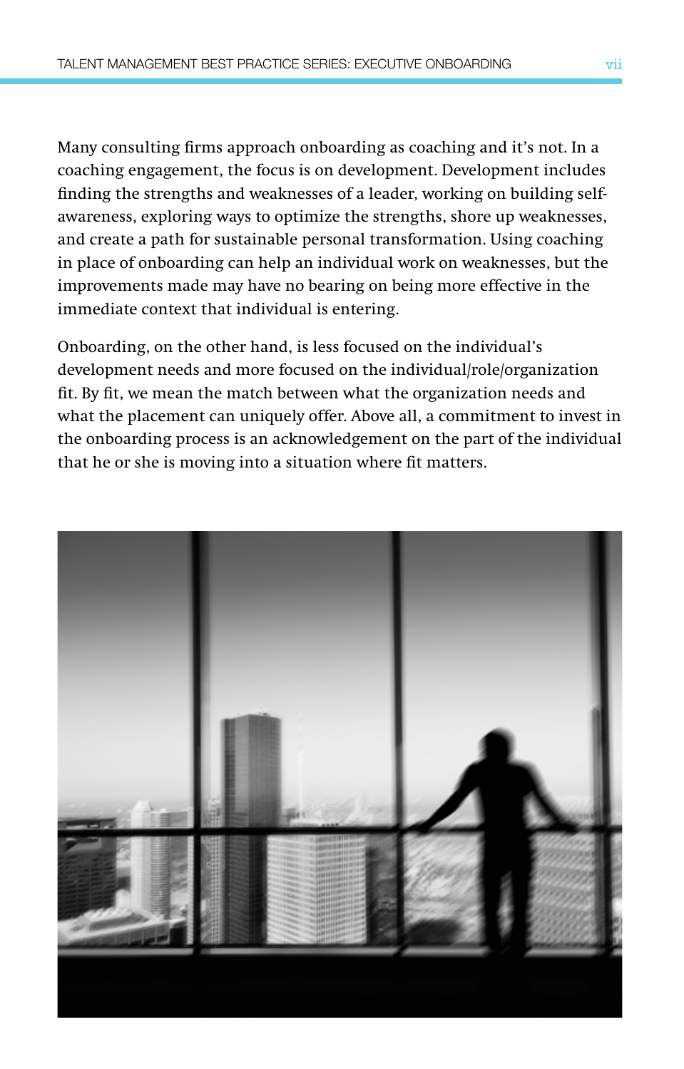Many consulting firms approach onboarding as coaching and it's not. In a coaching engagement, the focus is on development. Development includes finding the strengths and weaknesses of a leader, working on building self-awareness, exploring ways to optimize the strengths, shore up weaknesses, and create a path for sustainable personal transformation. Using coaching in place of onboarding can help an individual work on weaknesses, but the improvements made may have no bearing on being more effective in the immediate context that individual is entering.

Onboarding, on the other hand, is less focused on the individual's development needs and more focused on the individual/role/organization fit. By fit, we mean the match between what the organization needs and what the placement can uniquely offer. Above all, a commitment to invest in the onboarding process is an acknowledgement on the part of the individual that he or she is moving into a situation where fit matters.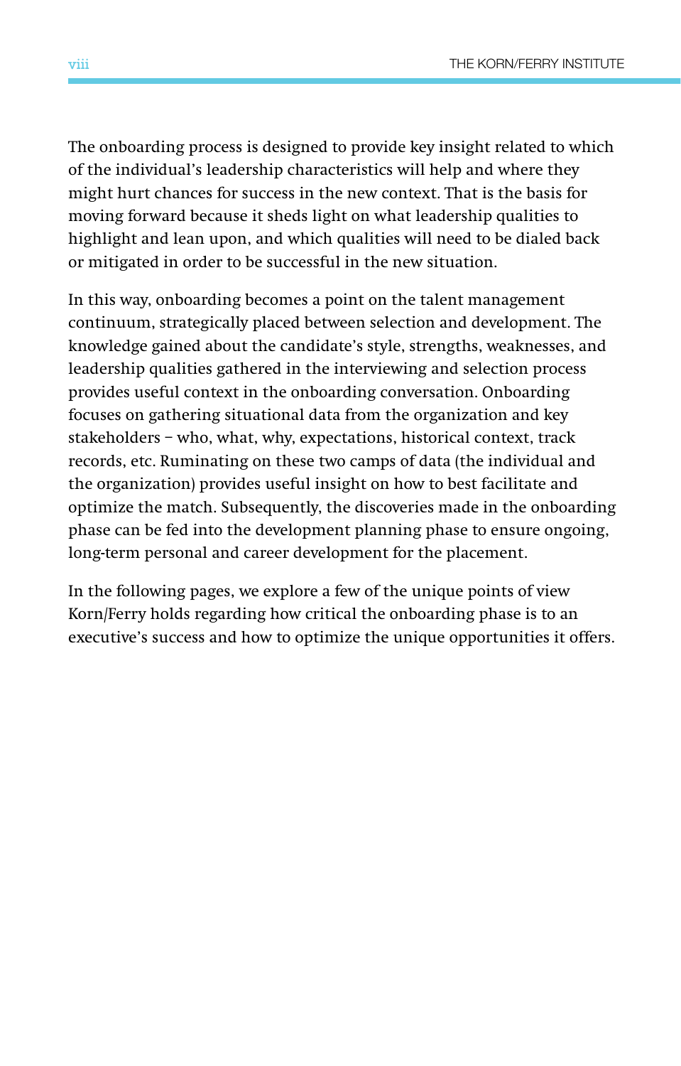The onboarding process is designed to provide key insight related to which of the individual's leadership characteristics will help and where they might hurt chances for success in the new context. That is the basis for moving forward because it sheds light on what leadership qualities to highlight and lean upon, and which qualities will need to be dialed back or mitigated in order to be successful in the new situation.

In this way, onboarding becomes a point on the talent management continuum, strategically placed between selection and development. The knowledge gained about the candidate's style, strengths, weaknesses, and leadership qualities gathered in the interviewing and selection process provides useful context in the onboarding conversation. Onboarding focuses on gathering situational data from the organization and key stakeholders – who, what, why, expectations, historical context, track records, etc. Ruminating on these two camps of data (the individual and the organization) provides useful insight on how to best facilitate and optimize the match. Subsequently, the discoveries made in the onboarding phase can be fed into the development planning phase to ensure ongoing, long-term personal and career development for the placement.

In the following pages, we explore a few of the unique points of view Korn/Ferry holds regarding how critical the onboarding phase is to an executive's success and how to optimize the unique opportunities it offers.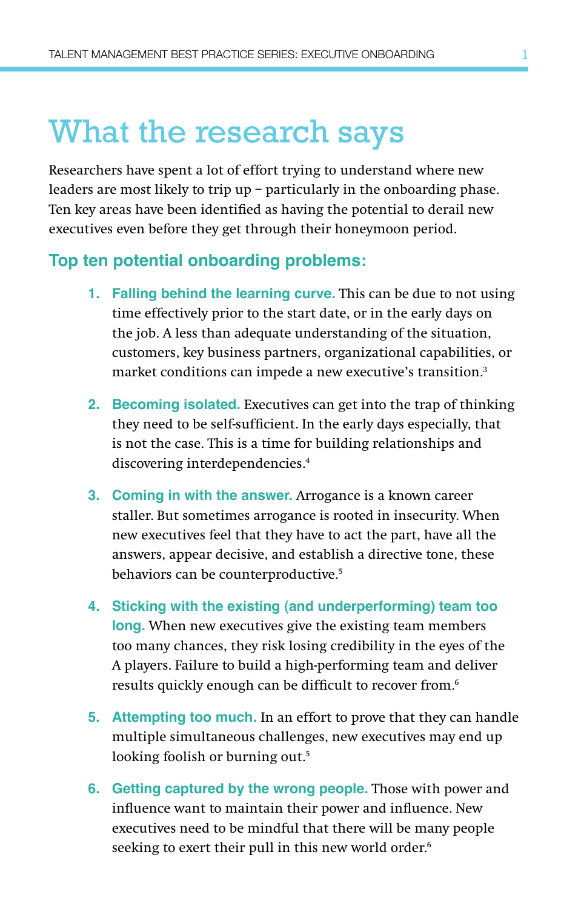# What the research says

Researchers have spent a lot of effort trying to understand where new leaders are most likely to trip up – particularly in the onboarding phase. Ten key areas have been identified as having the potential to derail new executives even before they get through their honeymoon period.

## Top ten potential onboarding problems:

1. **Falling behind the learning curve.** This can be due to not using time effectively prior to the start date, or in the early days on the job. A less than adequate understanding of the situation, customers, key business partners, organizational capabilities, or market conditions can impede a new executive's transition.[3]

2. **Becoming isolated.** Executives can get into the trap of thinking they need to be self-sufficient. In the early days especially, that is not the case. This is a time for building relationships and discovering interdependencies.[4]

3. **Coming in with the answer.** Arrogance is a known career staller. But sometimes arrogance is rooted in insecurity. When new executives feel that they have to act the part, have all the answers, appear decisive, and establish a directive tone, these behaviors can be counterproductive.[5]

4. **Sticking with the existing (and underperforming) team too long.** When new executives give the existing team members too many chances, they risk losing credibility in the eyes of the A players. Failure to build a high-performing team and deliver results quickly enough can be difficult to recover from.[6]

5. **Attempting too much.** In an effort to prove that they can handle multiple simultaneous challenges, new executives may end up looking foolish or burning out.[5]

6. **Getting captured by the wrong people.** Those with power and influence want to maintain their power and influence. New executives need to be mindful that there will be many people seeking to exert their pull in this new world order.[6]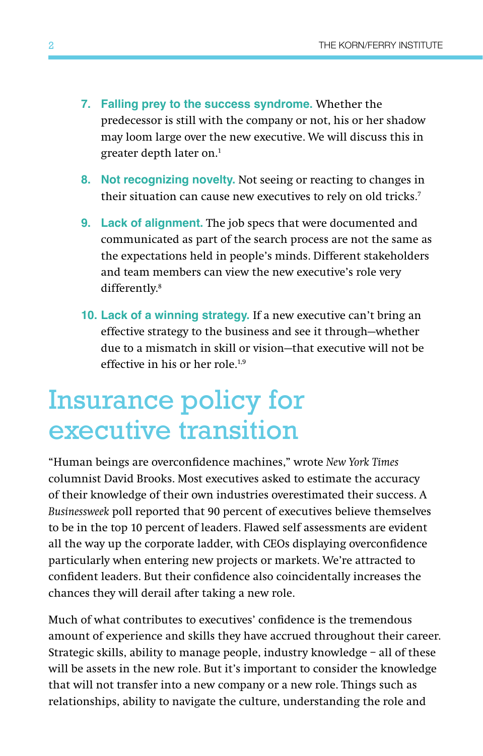7. **Falling prey to the success syndrome.** Whether the predecessor is still with the company or not, his or her shadow may loom large over the new executive. We will discuss this in greater depth later on.[1]

8. **Not recognizing novelty.** Not seeing or reacting to changes in their situation can cause new executives to rely on old tricks.[7]

9. **Lack of alignment.** The job specs that were documented and communicated as part of the search process are not the same as the expectations held in people's minds. Different stakeholders and team members can view the new executive's role very differently.[8]

10. **Lack of a winning strategy.** If a new executive can't bring an effective strategy to the business and see it through—whether due to a mismatch in skill or vision—that executive will not be effective in his or her role.[1,9]

# Insurance policy for executive transition

"Human beings are overconfidence machines," wrote *New York Times* columnist David Brooks. Most executives asked to estimate the accuracy of their knowledge of their own industries overestimated their success. A *Businessweek* poll reported that 90 percent of executives believe themselves to be in the top 10 percent of leaders. Flawed self assessments are evident all the way up the corporate ladder, with CEOs displaying overconfidence particularly when entering new projects or markets. We're attracted to confident leaders. But their confidence also coincidentally increases the chances they will derail after taking a new role.

Much of what contributes to executives' confidence is the tremendous amount of experience and skills they have accrued throughout their career. Strategic skills, ability to manage people, industry knowledge – all of these will be assets in the new role. But it's important to consider the knowledge that will not transfer into a new company or a new role. Things such as relationships, ability to navigate the culture, understanding the role and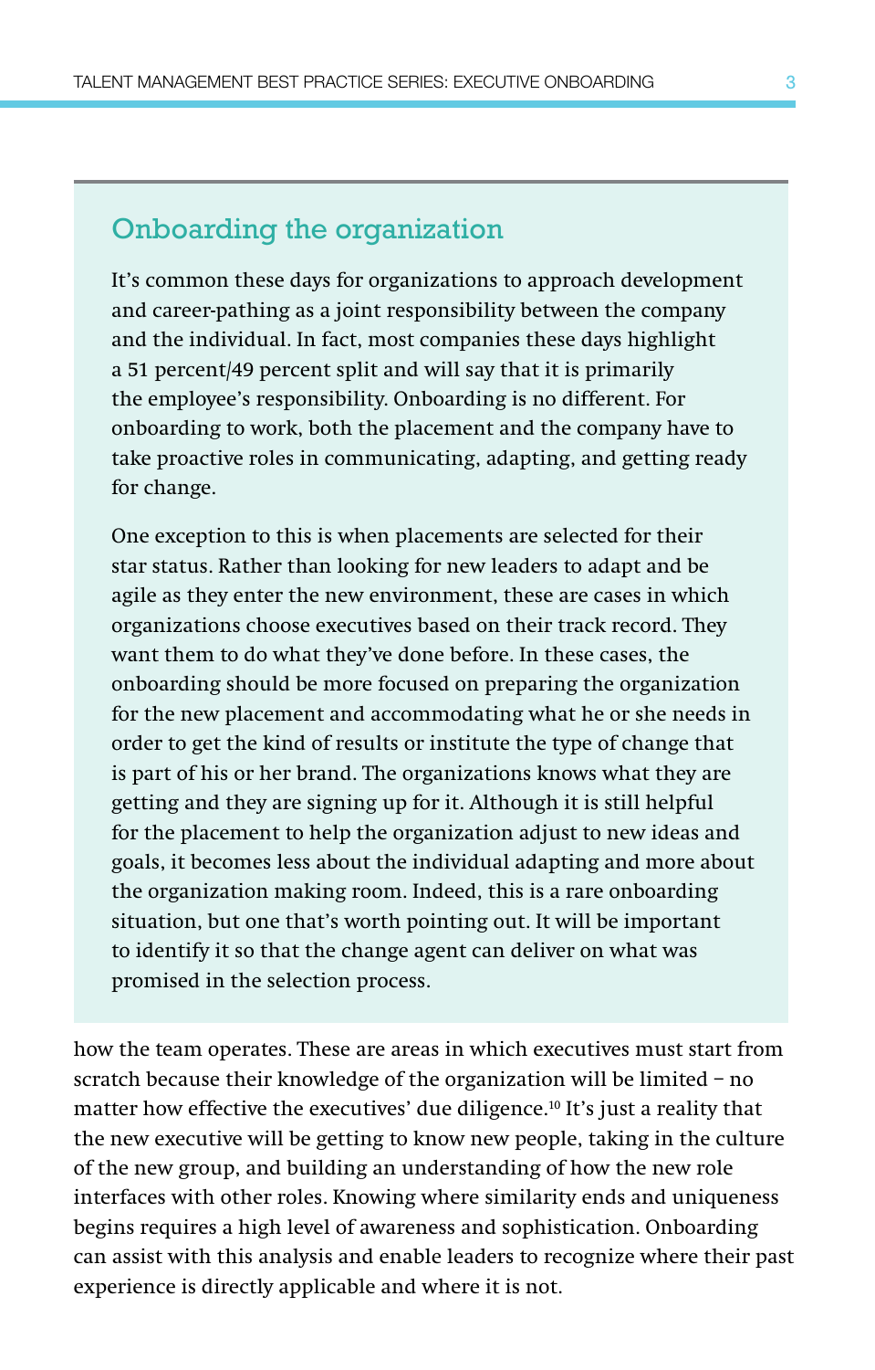## Onboarding the organization

It's common these days for organizations to approach development and career-pathing as a joint responsibility between the company and the individual. In fact, most companies these days highlight a 51 percent/49 percent split and will say that it is primarily the employee's responsibility. Onboarding is no different. For onboarding to work, both the placement and the company have to take proactive roles in communicating, adapting, and getting ready for change.

One exception to this is when placements are selected for their star status. Rather than looking for new leaders to adapt and be agile as they enter the new environment, these are cases in which organizations choose executives based on their track record. They want them to do what they've done before. In these cases, the onboarding should be more focused on preparing the organization for the new placement and accommodating what he or she needs in order to get the kind of results or institute the type of change that is part of his or her brand. The organizations knows what they are getting and they are signing up for it. Although it is still helpful for the placement to help the organization adjust to new ideas and goals, it becomes less about the individual adapting and more about the organization making room. Indeed, this is a rare onboarding situation, but one that's worth pointing out. It will be important to identify it so that the change agent can deliver on what was promised in the selection process.

how the team operates. These are areas in which executives must start from scratch because their knowledge of the organization will be limited – no matter how effective the executives' due diligence.[10] It's just a reality that the new executive will be getting to know new people, taking in the culture of the new group, and building an understanding of how the new role interfaces with other roles. Knowing where similarity ends and uniqueness begins requires a high level of awareness and sophistication. Onboarding can assist with this analysis and enable leaders to recognize where their past experience is directly applicable and where it is not.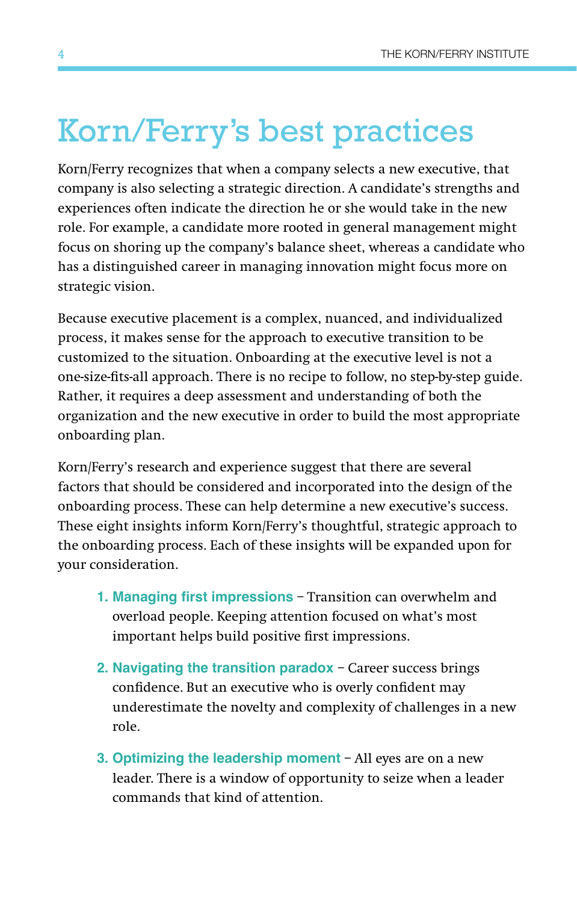# Korn/Ferry's best practices

Korn/Ferry recognizes that when a company selects a new executive, that company is also selecting a strategic direction. A candidate's strengths and experiences often indicate the direction he or she would take in the new role. For example, a candidate more rooted in general management might focus on shoring up the company's balance sheet, whereas a candidate who has a distinguished career in managing innovation might focus more on strategic vision.

Because executive placement is a complex, nuanced, and individualized process, it makes sense for the approach to executive transition to be customized to the situation. Onboarding at the executive level is not a one-size-fits-all approach. There is no recipe to follow, no step-by-step guide. Rather, it requires a deep assessment and understanding of both the organization and the new executive in order to build the most appropriate onboarding plan.

Korn/Ferry's research and experience suggest that there are several factors that should be considered and incorporated into the design of the onboarding process. These can help determine a new executive's success. These eight insights inform Korn/Ferry's thoughtful, strategic approach to the onboarding process. Each of these insights will be expanded upon for your consideration.

1. **Managing first impressions** – Transition can overwhelm and overload people. Keeping attention focused on what's most important helps build positive first impressions.
2. **Navigating the transition paradox** – Career success brings confidence. But an executive who is overly confident may underestimate the novelty and complexity of challenges in a new role.
3. **Optimizing the leadership moment** – All eyes are on a new leader. There is a window of opportunity to seize when a leader commands that kind of attention.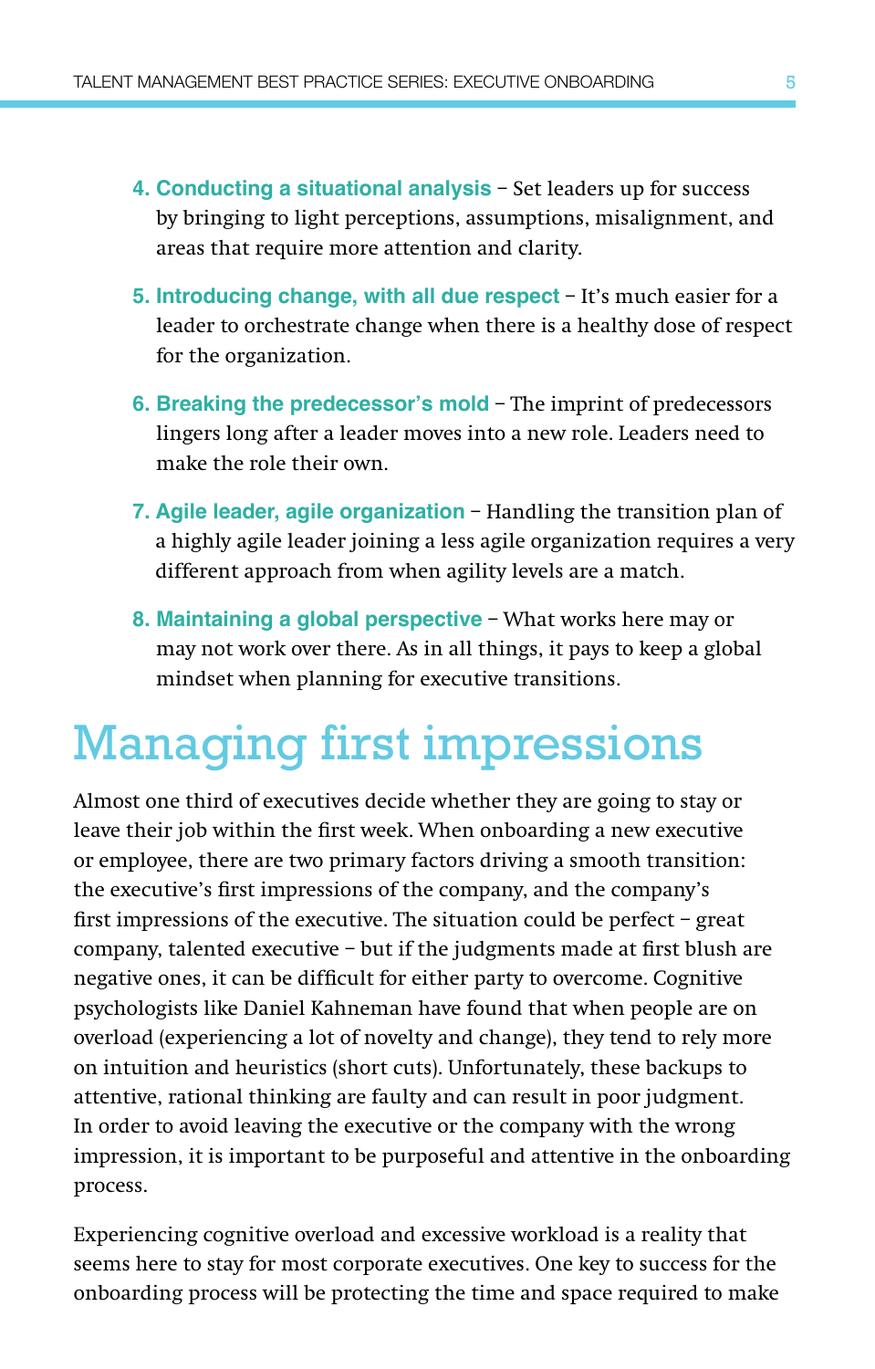4. **Conducting a situational analysis** – Set leaders up for success by bringing to light perceptions, assumptions, misalignment, and areas that require more attention and clarity.

5. **Introducing change, with all due respect** – It's much easier for a leader to orchestrate change when there is a healthy dose of respect for the organization.

6. **Breaking the predecessor's mold** – The imprint of predecessors lingers long after a leader moves into a new role. Leaders need to make the role their own.

7. **Agile leader, agile organization** – Handling the transition plan of a highly agile leader joining a less agile organization requires a very different approach from when agility levels are a match.

8. **Maintaining a global perspective** – What works here may or may not work over there. As in all things, it pays to keep a global mindset when planning for executive transitions.

# Managing first impressions

Almost one third of executives decide whether they are going to stay or leave their job within the first week. When onboarding a new executive or employee, there are two primary factors driving a smooth transition: the executive's first impressions of the company, and the company's first impressions of the executive. The situation could be perfect – great company, talented executive – but if the judgments made at first blush are negative ones, it can be difficult for either party to overcome. Cognitive psychologists like Daniel Kahneman have found that when people are on overload (experiencing a lot of novelty and change), they tend to rely more on intuition and heuristics (short cuts). Unfortunately, these backups to attentive, rational thinking are faulty and can result in poor judgment. In order to avoid leaving the executive or the company with the wrong impression, it is important to be purposeful and attentive in the onboarding process.

Experiencing cognitive overload and excessive workload is a reality that seems here to stay for most corporate executives. One key to success for the onboarding process will be protecting the time and space required to make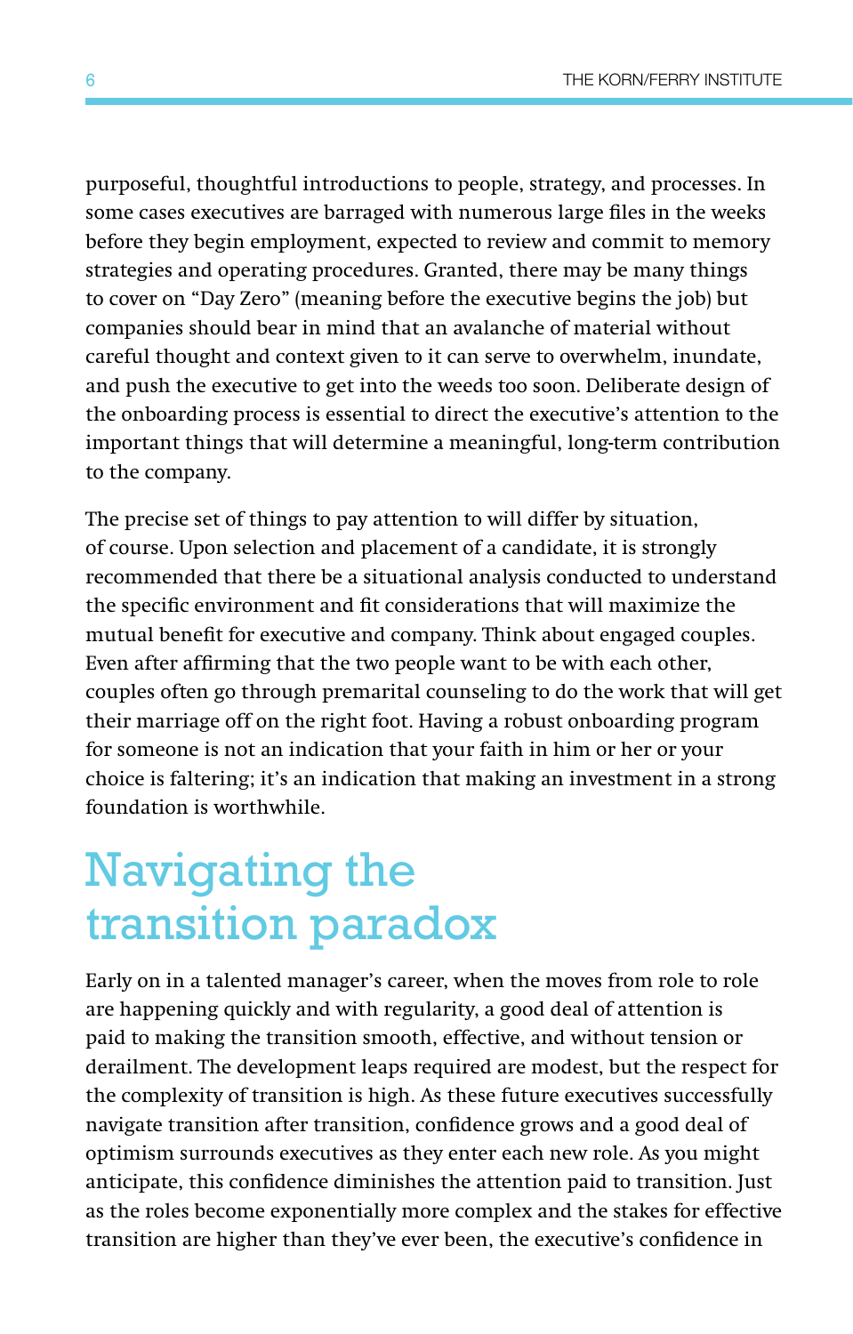purposeful, thoughtful introductions to people, strategy, and processes. In some cases executives are barraged with numerous large files in the weeks before they begin employment, expected to review and commit to memory strategies and operating procedures. Granted, there may be many things to cover on "Day Zero" (meaning before the executive begins the job) but companies should bear in mind that an avalanche of material without careful thought and context given to it can serve to overwhelm, inundate, and push the executive to get into the weeds too soon. Deliberate design of the onboarding process is essential to direct the executive's attention to the important things that will determine a meaningful, long-term contribution to the company.

The precise set of things to pay attention to will differ by situation, of course. Upon selection and placement of a candidate, it is strongly recommended that there be a situational analysis conducted to understand the specific environment and fit considerations that will maximize the mutual benefit for executive and company. Think about engaged couples. Even after affirming that the two people want to be with each other, couples often go through premarital counseling to do the work that will get their marriage off on the right foot. Having a robust onboarding program for someone is not an indication that your faith in him or her or your choice is faltering; it's an indication that making an investment in a strong foundation is worthwhile.

## Navigating the transition paradox

Early on in a talented manager's career, when the moves from role to role are happening quickly and with regularity, a good deal of attention is paid to making the transition smooth, effective, and without tension or derailment. The development leaps required are modest, but the respect for the complexity of transition is high. As these future executives successfully navigate transition after transition, confidence grows and a good deal of optimism surrounds executives as they enter each new role. As you might anticipate, this confidence diminishes the attention paid to transition. Just as the roles become exponentially more complex and the stakes for effective transition are higher than they've ever been, the executive's confidence in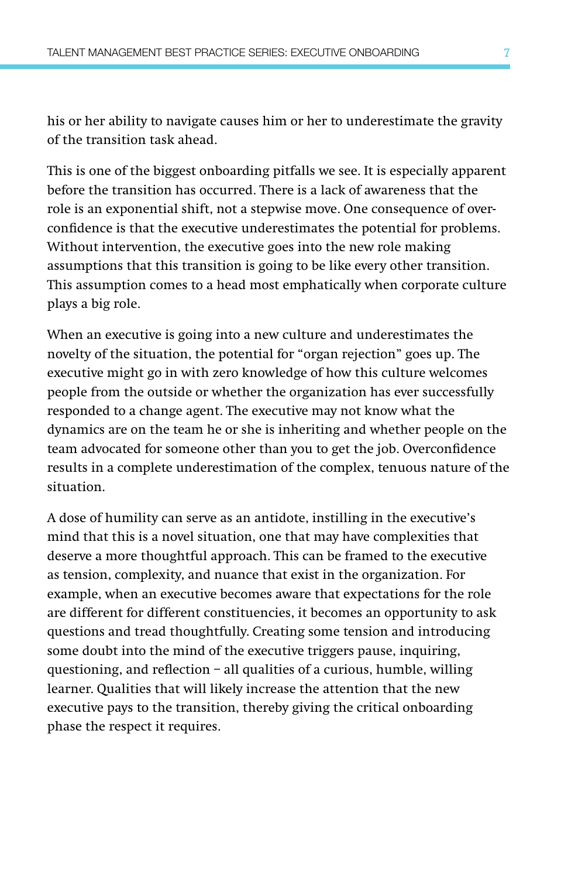his or her ability to navigate causes him or her to underestimate the gravity of the transition task ahead.

This is one of the biggest onboarding pitfalls we see. It is especially apparent before the transition has occurred. There is a lack of awareness that the role is an exponential shift, not a stepwise move. One consequence of over-confidence is that the executive underestimates the potential for problems. Without intervention, the executive goes into the new role making assumptions that this transition is going to be like every other transition. This assumption comes to a head most emphatically when corporate culture plays a big role.

When an executive is going into a new culture and underestimates the novelty of the situation, the potential for "organ rejection" goes up. The executive might go in with zero knowledge of how this culture welcomes people from the outside or whether the organization has ever successfully responded to a change agent. The executive may not know what the dynamics are on the team he or she is inheriting and whether people on the team advocated for someone other than you to get the job. Overconfidence results in a complete underestimation of the complex, tenuous nature of the situation.

A dose of humility can serve as an antidote, instilling in the executive's mind that this is a novel situation, one that may have complexities that deserve a more thoughtful approach. This can be framed to the executive as tension, complexity, and nuance that exist in the organization. For example, when an executive becomes aware that expectations for the role are different for different constituencies, it becomes an opportunity to ask questions and tread thoughtfully. Creating some tension and introducing some doubt into the mind of the executive triggers pause, inquiring, questioning, and reflection – all qualities of a curious, humble, willing learner. Qualities that will likely increase the attention that the new executive pays to the transition, thereby giving the critical onboarding phase the respect it requires.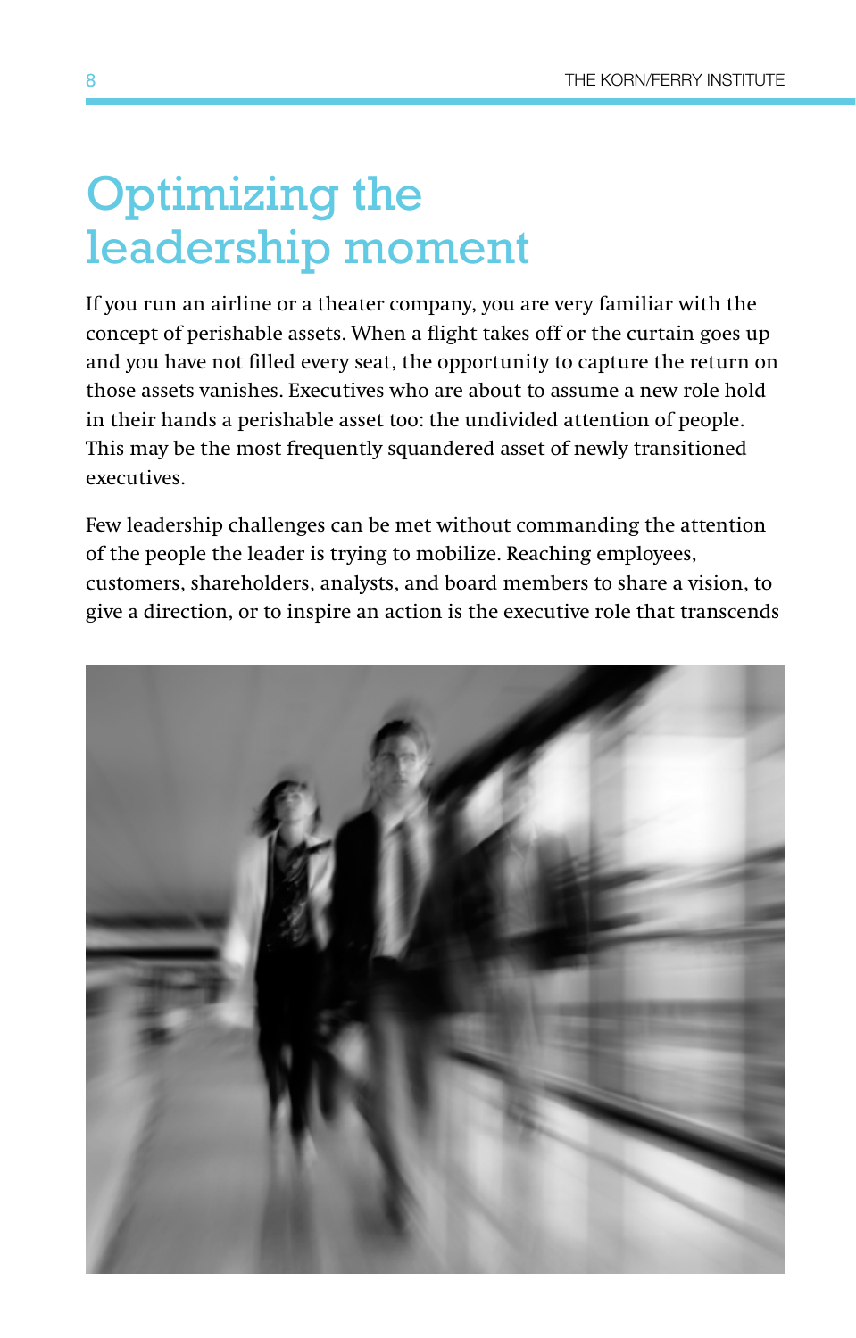# Optimizing the leadership moment

If you run an airline or a theater company, you are very familiar with the concept of perishable assets. When a flight takes off or the curtain goes up and you have not filled every seat, the opportunity to capture the return on those assets vanishes. Executives who are about to assume a new role hold in their hands a perishable asset too: the undivided attention of people. This may be the most frequently squandered asset of newly transitioned executives.

Few leadership challenges can be met without commanding the attention of the people the leader is trying to mobilize. Reaching employees, customers, shareholders, analysts, and board members to share a vision, to give a direction, or to inspire an action is the executive role that transcends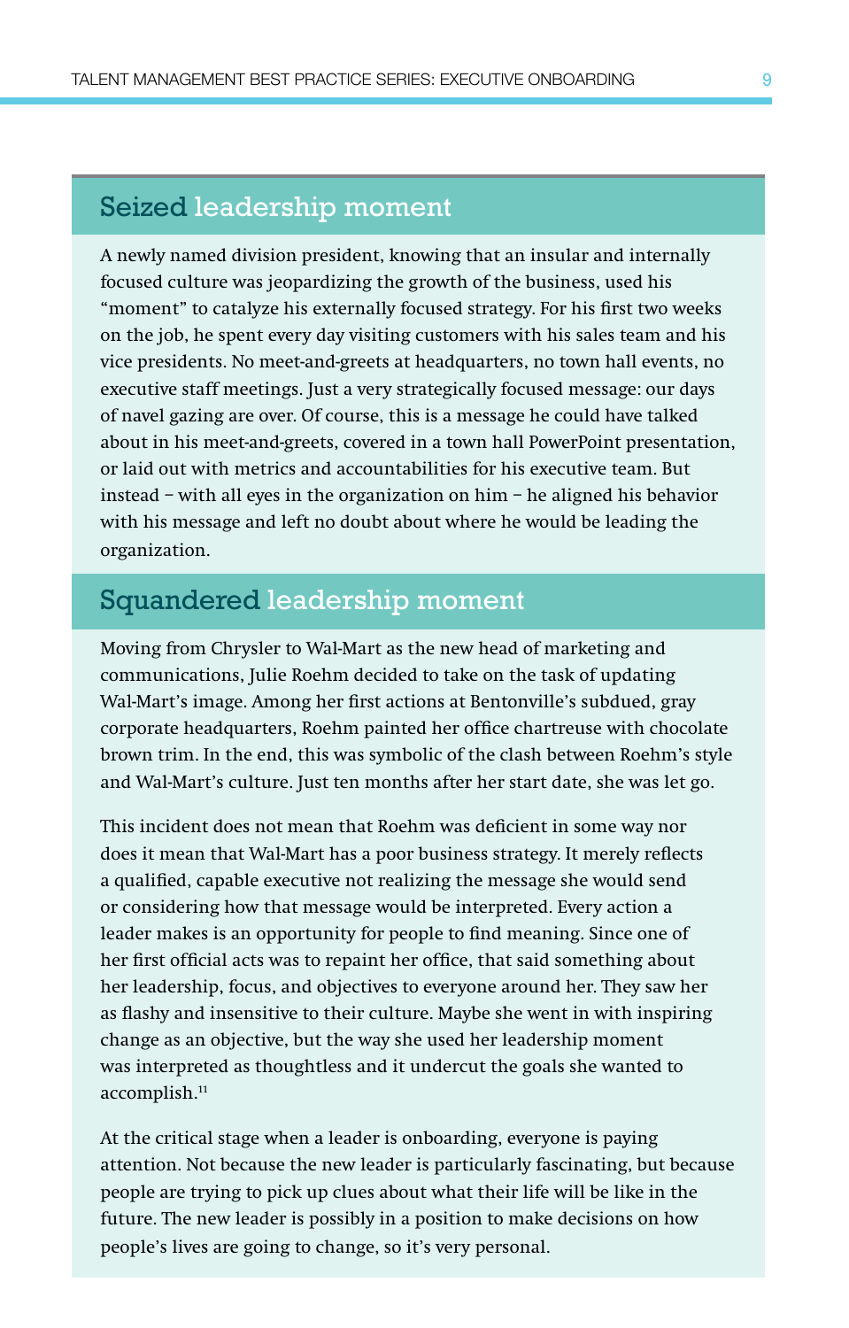## Seized leadership moment

A newly named division president, knowing that an insular and internally focused culture was jeopardizing the growth of the business, used his "moment" to catalyze his externally focused strategy. For his first two weeks on the job, he spent every day visiting customers with his sales team and his vice presidents. No meet-and-greets at headquarters, no town hall events, no executive staff meetings. Just a very strategically focused message: our days of navel gazing are over. Of course, this is a message he could have talked about in his meet-and-greets, covered in a town hall PowerPoint presentation, or laid out with metrics and accountabilities for his executive team. But instead – with all eyes in the organization on him – he aligned his behavior with his message and left no doubt about where he would be leading the organization.

## Squandered leadership moment

Moving from Chrysler to Wal-Mart as the new head of marketing and communications, Julie Roehm decided to take on the task of updating Wal-Mart's image. Among her first actions at Bentonville's subdued, gray corporate headquarters, Roehm painted her office chartreuse with chocolate brown trim. In the end, this was symbolic of the clash between Roehm's style and Wal-Mart's culture. Just ten months after her start date, she was let go.

This incident does not mean that Roehm was deficient in some way nor does it mean that Wal-Mart has a poor business strategy. It merely reflects a qualified, capable executive not realizing the message she would send or considering how that message would be interpreted. Every action a leader makes is an opportunity for people to find meaning. Since one of her first official acts was to repaint her office, that said something about her leadership, focus, and objectives to everyone around her. They saw her as flashy and insensitive to their culture. Maybe she went in with inspiring change as an objective, but the way she used her leadership moment was interpreted as thoughtless and it undercut the goals she wanted to accomplish.[11]

At the critical stage when a leader is onboarding, everyone is paying attention. Not because the new leader is particularly fascinating, but because people are trying to pick up clues about what their life will be like in the future. The new leader is possibly in a position to make decisions on how people's lives are going to change, so it's very personal.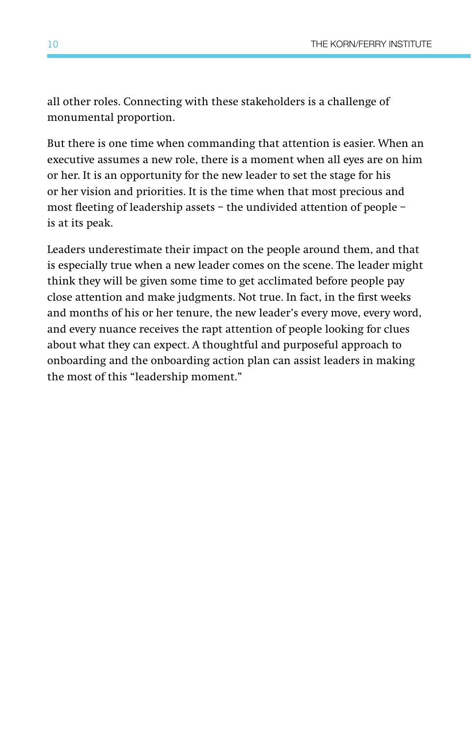all other roles. Connecting with these stakeholders is a challenge of monumental proportion.

But there is one time when commanding that attention is easier. When an executive assumes a new role, there is a moment when all eyes are on him or her. It is an opportunity for the new leader to set the stage for his or her vision and priorities. It is the time when that most precious and most fleeting of leadership assets – the undivided attention of people – is at its peak.

Leaders underestimate their impact on the people around them, and that is especially true when a new leader comes on the scene. The leader might think they will be given some time to get acclimated before people pay close attention and make judgments. Not true. In fact, in the first weeks and months of his or her tenure, the new leader's every move, every word, and every nuance receives the rapt attention of people looking for clues about what they can expect. A thoughtful and purposeful approach to onboarding and the onboarding action plan can assist leaders in making the most of this "leadership moment."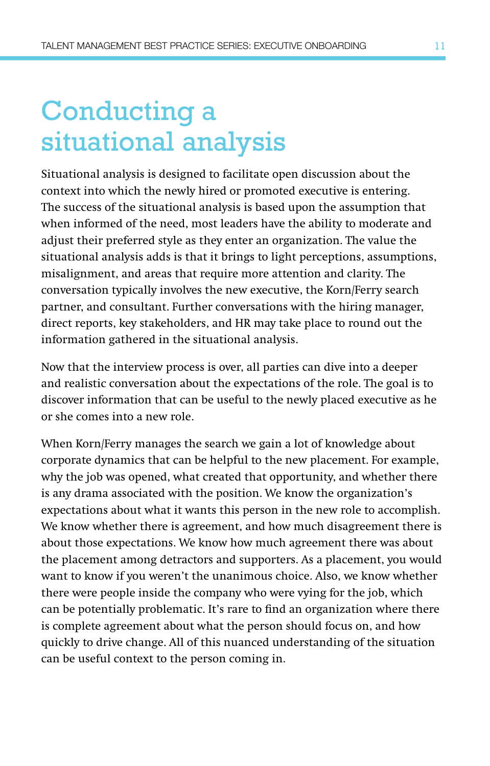# Conducting a situational analysis

Situational analysis is designed to facilitate open discussion about the context into which the newly hired or promoted executive is entering. The success of the situational analysis is based upon the assumption that when informed of the need, most leaders have the ability to moderate and adjust their preferred style as they enter an organization. The value the situational analysis adds is that it brings to light perceptions, assumptions, misalignment, and areas that require more attention and clarity. The conversation typically involves the new executive, the Korn/Ferry search partner, and consultant. Further conversations with the hiring manager, direct reports, key stakeholders, and HR may take place to round out the information gathered in the situational analysis.

Now that the interview process is over, all parties can dive into a deeper and realistic conversation about the expectations of the role. The goal is to discover information that can be useful to the newly placed executive as he or she comes into a new role.

When Korn/Ferry manages the search we gain a lot of knowledge about corporate dynamics that can be helpful to the new placement. For example, why the job was opened, what created that opportunity, and whether there is any drama associated with the position. We know the organization's expectations about what it wants this person in the new role to accomplish. We know whether there is agreement, and how much disagreement there is about those expectations. We know how much agreement there was about the placement among detractors and supporters. As a placement, you would want to know if you weren't the unanimous choice. Also, we know whether there were people inside the company who were vying for the job, which can be potentially problematic. It's rare to find an organization where there is complete agreement about what the person should focus on, and how quickly to drive change. All of this nuanced understanding of the situation can be useful context to the person coming in.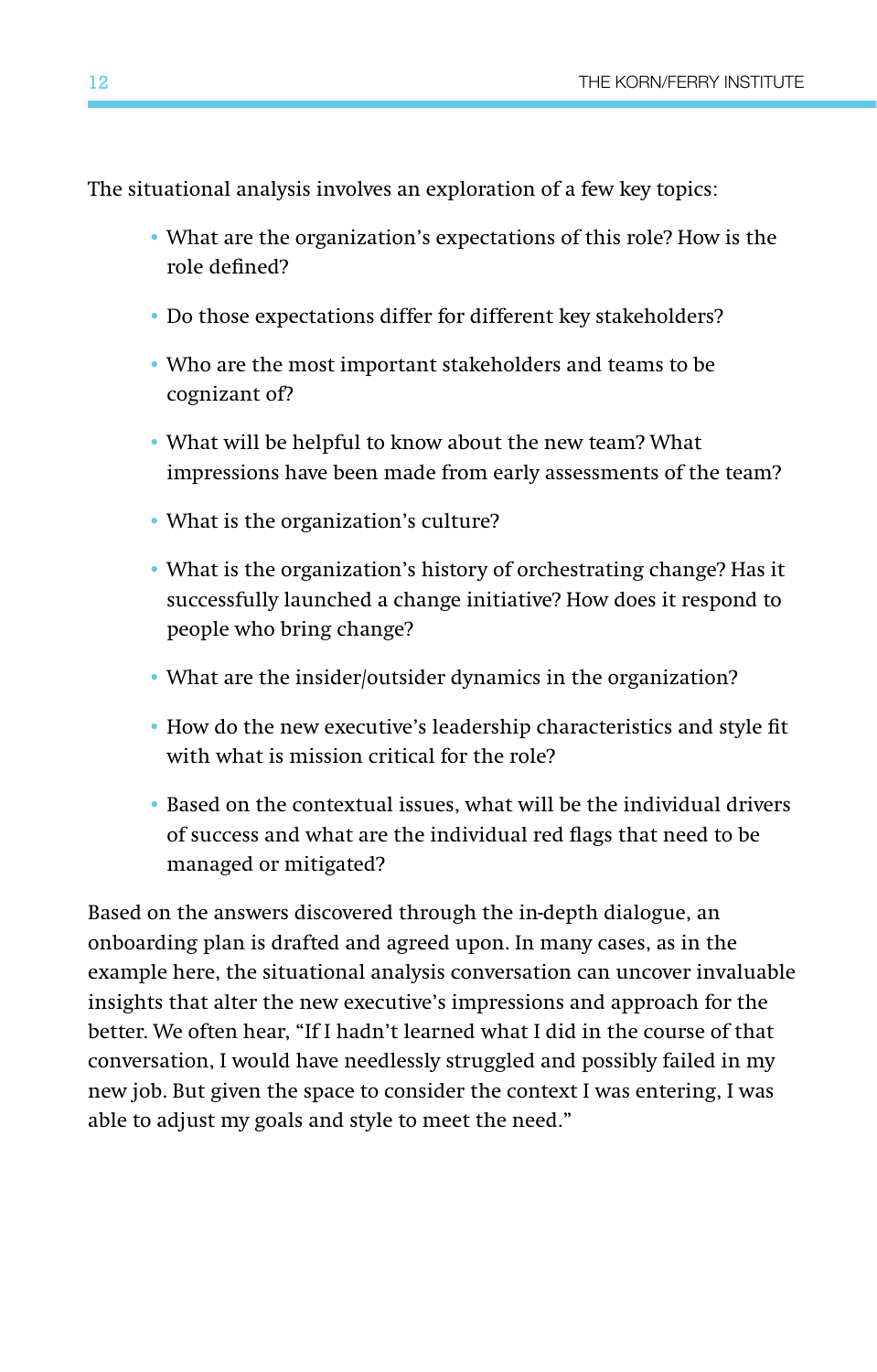The situational analysis involves an exploration of a few key topics:

- What are the organization's expectations of this role? How is the role defined?
- Do those expectations differ for different key stakeholders?
- Who are the most important stakeholders and teams to be cognizant of?
- What will be helpful to know about the new team? What impressions have been made from early assessments of the team?
- What is the organization's culture?
- What is the organization's history of orchestrating change? Has it successfully launched a change initiative? How does it respond to people who bring change?
- What are the insider/outsider dynamics in the organization?
- How do the new executive's leadership characteristics and style fit with what is mission critical for the role?
- Based on the contextual issues, what will be the individual drivers of success and what are the individual red flags that need to be managed or mitigated?

Based on the answers discovered through the in-depth dialogue, an onboarding plan is drafted and agreed upon. In many cases, as in the example here, the situational analysis conversation can uncover invaluable insights that alter the new executive's impressions and approach for the better. We often hear, "If I hadn't learned what I did in the course of that conversation, I would have needlessly struggled and possibly failed in my new job. But given the space to consider the context I was entering, I was able to adjust my goals and style to meet the need."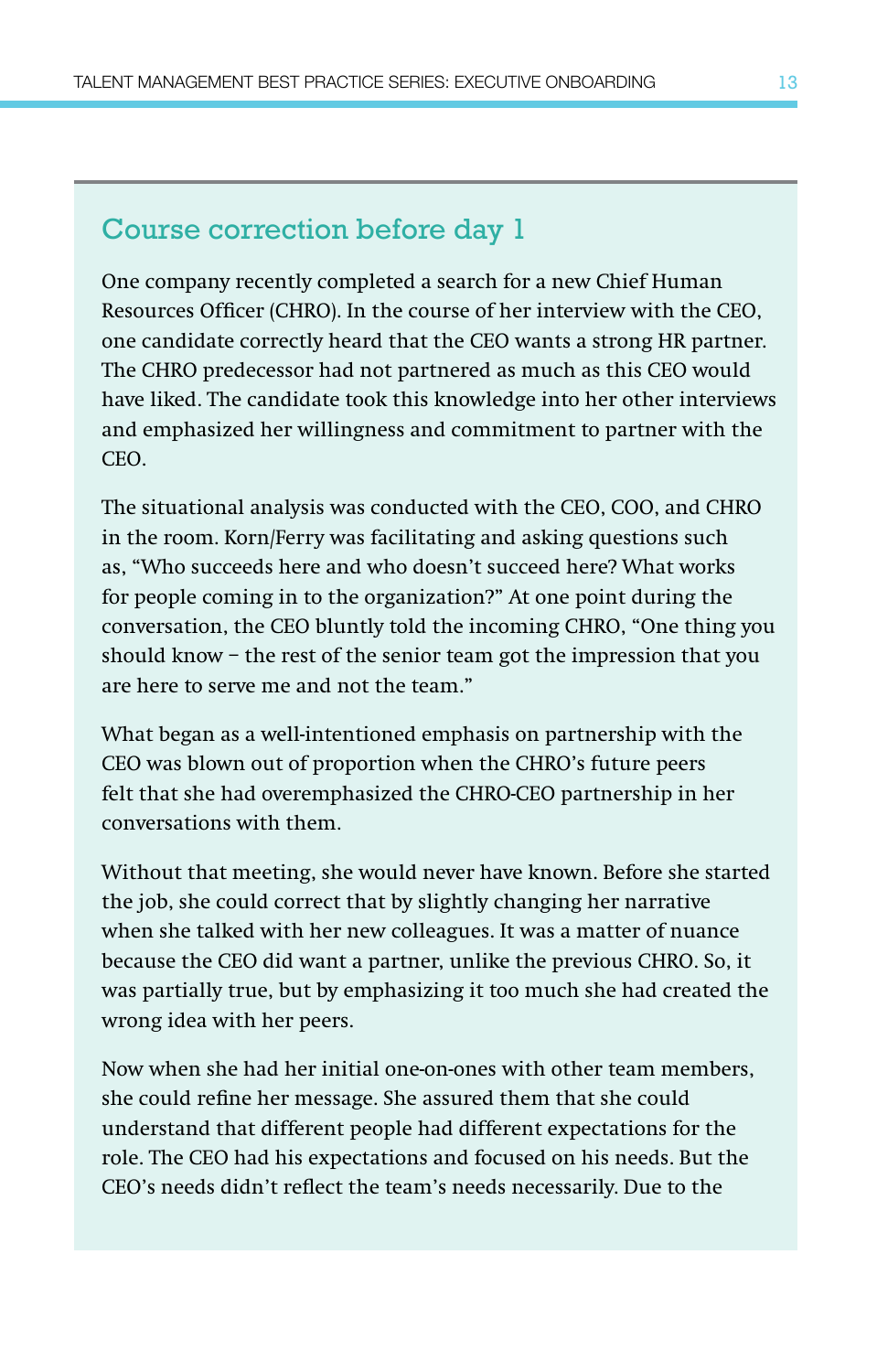## Course correction before day 1

One company recently completed a search for a new Chief Human Resources Officer (CHRO). In the course of her interview with the CEO, one candidate correctly heard that the CEO wants a strong HR partner. The CHRO predecessor had not partnered as much as this CEO would have liked. The candidate took this knowledge into her other interviews and emphasized her willingness and commitment to partner with the CEO.

The situational analysis was conducted with the CEO, COO, and CHRO in the room. Korn/Ferry was facilitating and asking questions such as, "Who succeeds here and who doesn't succeed here? What works for people coming in to the organization?" At one point during the conversation, the CEO bluntly told the incoming CHRO, "One thing you should know – the rest of the senior team got the impression that you are here to serve me and not the team."

What began as a well-intentioned emphasis on partnership with the CEO was blown out of proportion when the CHRO's future peers felt that she had overemphasized the CHRO-CEO partnership in her conversations with them.

Without that meeting, she would never have known. Before she started the job, she could correct that by slightly changing her narrative when she talked with her new colleagues. It was a matter of nuance because the CEO did want a partner, unlike the previous CHRO. So, it was partially true, but by emphasizing it too much she had created the wrong idea with her peers.

Now when she had her initial one-on-ones with other team members, she could refine her message. She assured them that she could understand that different people had different expectations for the role. The CEO had his expectations and focused on his needs. But the CEO's needs didn't reflect the team's needs necessarily. Due to the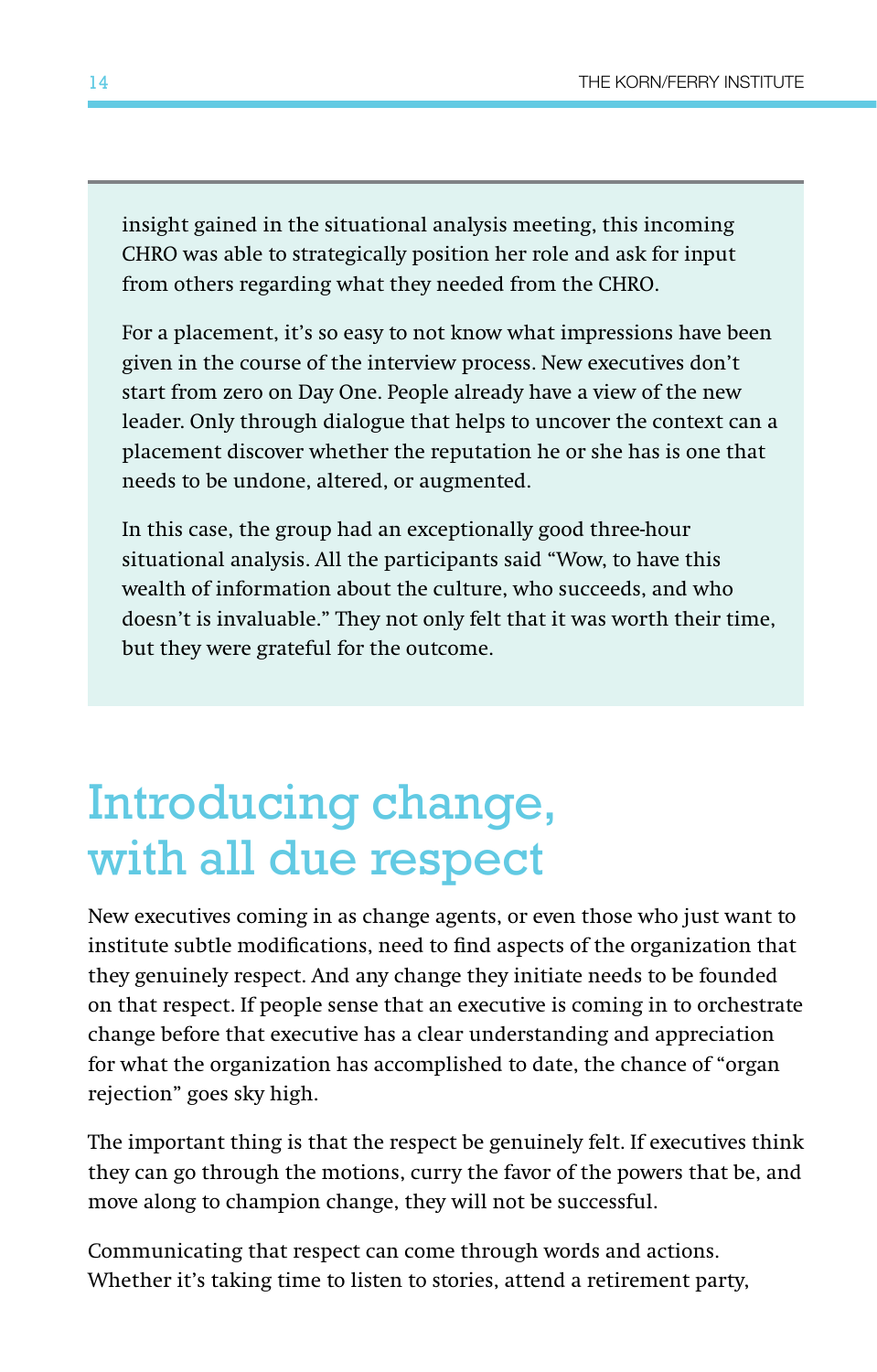insight gained in the situational analysis meeting, this incoming CHRO was able to strategically position her role and ask for input from others regarding what they needed from the CHRO.

For a placement, it's so easy to not know what impressions have been given in the course of the interview process. New executives don't start from zero on Day One. People already have a view of the new leader. Only through dialogue that helps to uncover the context can a placement discover whether the reputation he or she has is one that needs to be undone, altered, or augmented.

In this case, the group had an exceptionally good three-hour situational analysis. All the participants said "Wow, to have this wealth of information about the culture, who succeeds, and who doesn't is invaluable." They not only felt that it was worth their time, but they were grateful for the outcome.

# Introducing change, with all due respect

New executives coming in as change agents, or even those who just want to institute subtle modifications, need to find aspects of the organization that they genuinely respect. And any change they initiate needs to be founded on that respect. If people sense that an executive is coming in to orchestrate change before that executive has a clear understanding and appreciation for what the organization has accomplished to date, the chance of "organ rejection" goes sky high.

The important thing is that the respect be genuinely felt. If executives think they can go through the motions, curry the favor of the powers that be, and move along to champion change, they will not be successful.

Communicating that respect can come through words and actions. Whether it's taking time to listen to stories, attend a retirement party,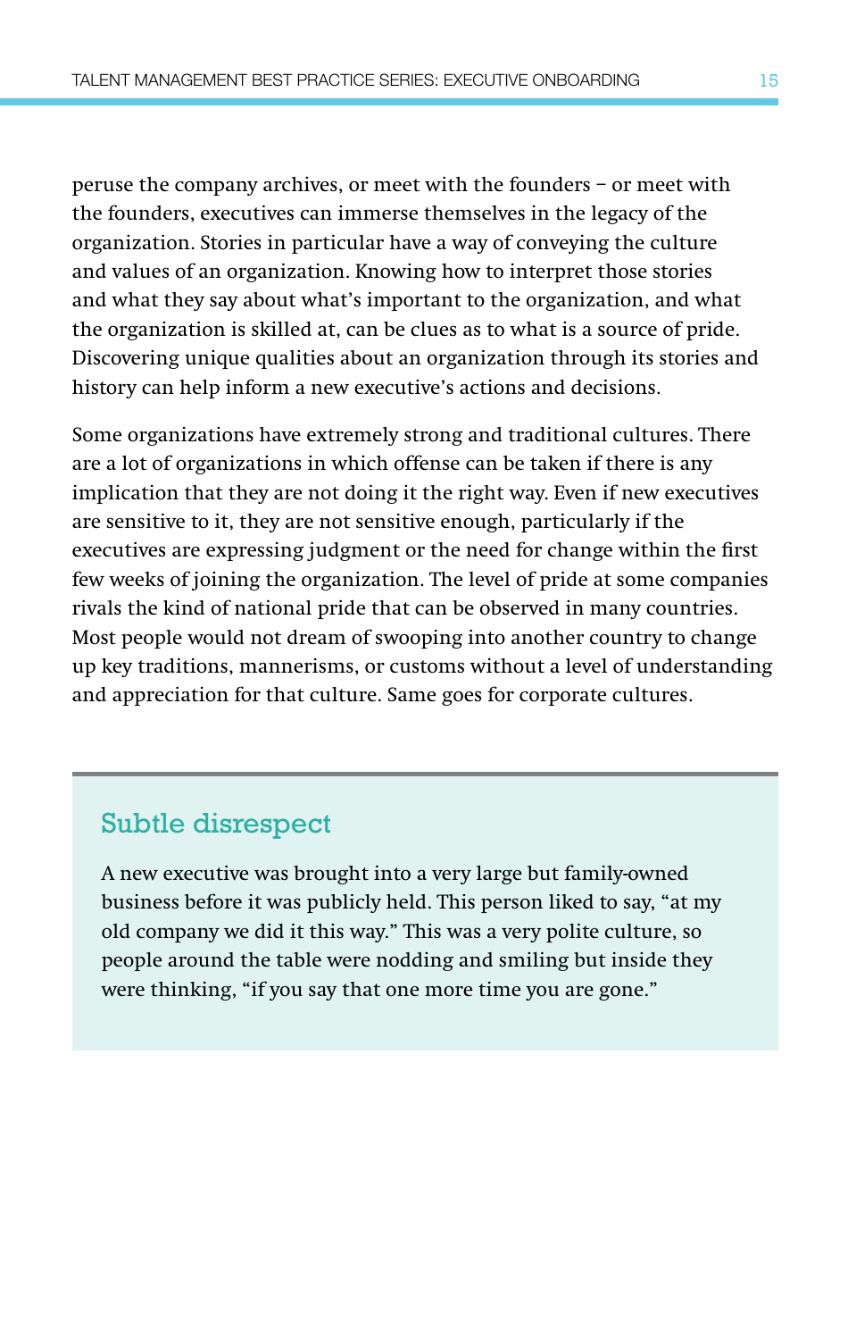peruse the company archives, or meet with the founders – or meet with the founders, executives can immerse themselves in the legacy of the organization. Stories in particular have a way of conveying the culture and values of an organization. Knowing how to interpret those stories and what they say about what's important to the organization, and what the organization is skilled at, can be clues as to what is a source of pride. Discovering unique qualities about an organization through its stories and history can help inform a new executive's actions and decisions.

Some organizations have extremely strong and traditional cultures. There are a lot of organizations in which offense can be taken if there is any implication that they are not doing it the right way. Even if new executives are sensitive to it, they are not sensitive enough, particularly if the executives are expressing judgment or the need for change within the first few weeks of joining the organization. The level of pride at some companies rivals the kind of national pride that can be observed in many countries. Most people would not dream of swooping into another country to change up key traditions, mannerisms, or customs without a level of understanding and appreciation for that culture. Same goes for corporate cultures.

## Subtle disrespect

A new executive was brought into a very large but family-owned business before it was publicly held. This person liked to say, "at my old company we did it this way." This was a very polite culture, so people around the table were nodding and smiling but inside they were thinking, "if you say that one more time you are gone."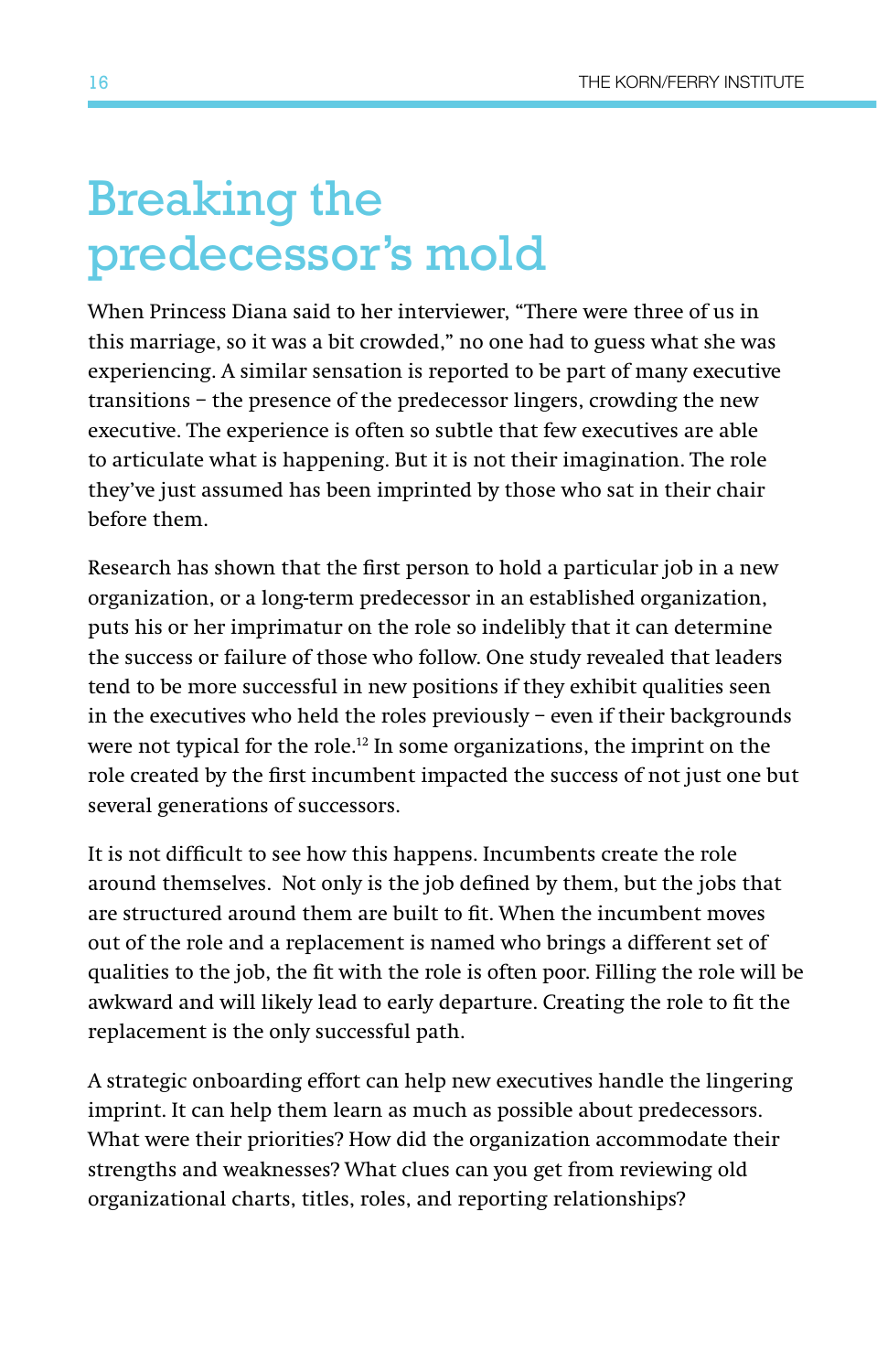# Breaking the predecessor's mold

When Princess Diana said to her interviewer, "There were three of us in this marriage, so it was a bit crowded," no one had to guess what she was experiencing. A similar sensation is reported to be part of many executive transitions – the presence of the predecessor lingers, crowding the new executive. The experience is often so subtle that few executives are able to articulate what is happening. But it is not their imagination. The role they've just assumed has been imprinted by those who sat in their chair before them.

Research has shown that the first person to hold a particular job in a new organization, or a long-term predecessor in an established organization, puts his or her imprimatur on the role so indelibly that it can determine the success or failure of those who follow. One study revealed that leaders tend to be more successful in new positions if they exhibit qualities seen in the executives who held the roles previously – even if their backgrounds were not typical for the role.[12] In some organizations, the imprint on the role created by the first incumbent impacted the success of not just one but several generations of successors.

It is not difficult to see how this happens. Incumbents create the role around themselves. Not only is the job defined by them, but the jobs that are structured around them are built to fit. When the incumbent moves out of the role and a replacement is named who brings a different set of qualities to the job, the fit with the role is often poor. Filling the role will be awkward and will likely lead to early departure. Creating the role to fit the replacement is the only successful path.

A strategic onboarding effort can help new executives handle the lingering imprint. It can help them learn as much as possible about predecessors. What were their priorities? How did the organization accommodate their strengths and weaknesses? What clues can you get from reviewing old organizational charts, titles, roles, and reporting relationships?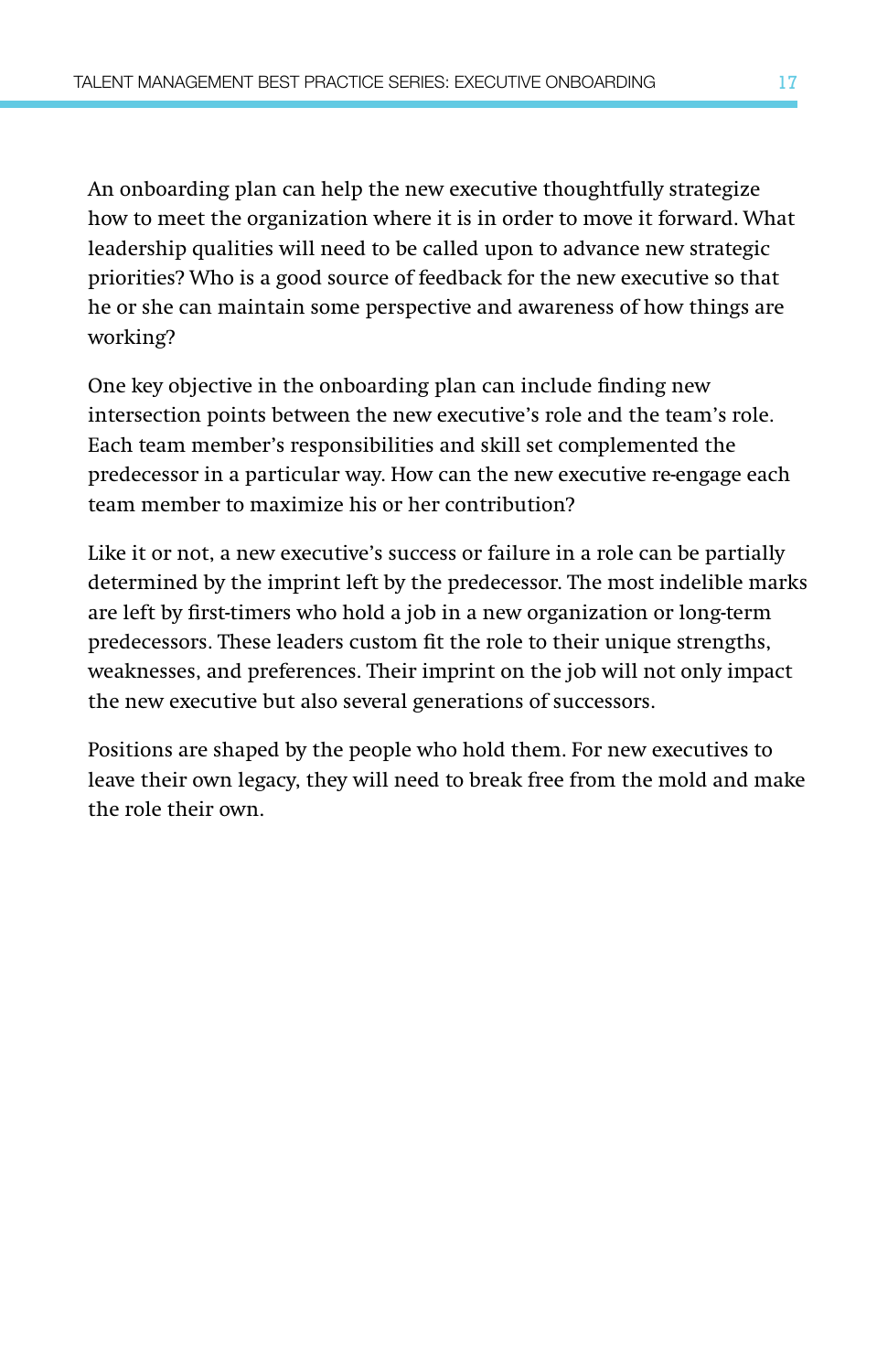An onboarding plan can help the new executive thoughtfully strategize how to meet the organization where it is in order to move it forward. What leadership qualities will need to be called upon to advance new strategic priorities? Who is a good source of feedback for the new executive so that he or she can maintain some perspective and awareness of how things are working?

One key objective in the onboarding plan can include finding new intersection points between the new executive's role and the team's role. Each team member's responsibilities and skill set complemented the predecessor in a particular way. How can the new executive re-engage each team member to maximize his or her contribution?

Like it or not, a new executive's success or failure in a role can be partially determined by the imprint left by the predecessor. The most indelible marks are left by first-timers who hold a job in a new organization or long-term predecessors. These leaders custom fit the role to their unique strengths, weaknesses, and preferences. Their imprint on the job will not only impact the new executive but also several generations of successors.

Positions are shaped by the people who hold them. For new executives to leave their own legacy, they will need to break free from the mold and make the role their own.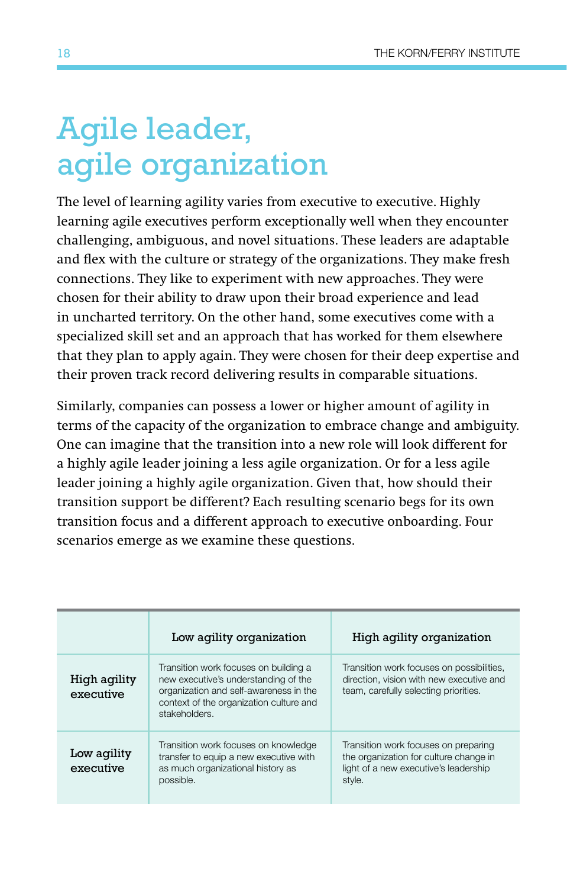# Agile leader, agile organization

The level of learning agility varies from executive to executive. Highly learning agile executives perform exceptionally well when they encounter challenging, ambiguous, and novel situations. These leaders are adaptable and flex with the culture or strategy of the organizations. They make fresh connections. They like to experiment with new approaches. They were chosen for their ability to draw upon their broad experience and lead in uncharted territory. On the other hand, some executives come with a specialized skill set and an approach that has worked for them elsewhere that they plan to apply again. They were chosen for their deep expertise and their proven track record delivering results in comparable situations.

Similarly, companies can possess a lower or higher amount of agility in terms of the capacity of the organization to embrace change and ambiguity. One can imagine that the transition into a new role will look different for a highly agile leader joining a less agile organization. Or for a less agile leader joining a highly agile organization. Given that, how should their transition support be different? Each resulting scenario begs for its own transition focus and a different approach to executive onboarding. Four scenarios emerge as we examine these questions.

| | Low agility organization | High agility organization |
|---|---|---|
| **High agility executive** | Transition work focuses on building a new executive's understanding of the organization and self-awareness in the context of the organization culture and stakeholders. | Transition work focuses on possibilities, direction, vision with new executive and team, carefully selecting priorities. |
| **Low agility executive** | Transition work focuses on knowledge transfer to equip a new executive with as much organizational history as possible. | Transition work focuses on preparing the organization for culture change in light of a new executive's leadership style. |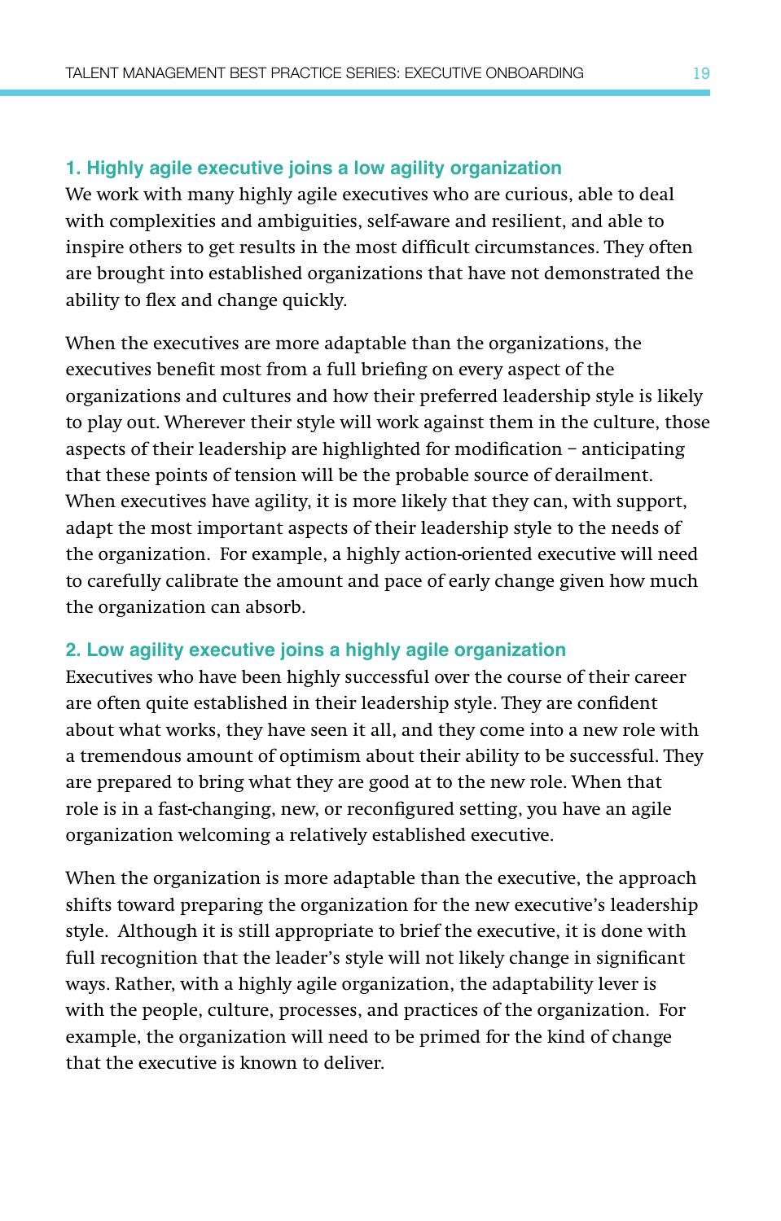### 1. Highly agile executive joins a low agility organization

We work with many highly agile executives who are curious, able to deal with complexities and ambiguities, self-aware and resilient, and able to inspire others to get results in the most difficult circumstances. They often are brought into established organizations that have not demonstrated the ability to flex and change quickly.

When the executives are more adaptable than the organizations, the executives benefit most from a full briefing on every aspect of the organizations and cultures and how their preferred leadership style is likely to play out. Wherever their style will work against them in the culture, those aspects of their leadership are highlighted for modification – anticipating that these points of tension will be the probable source of derailment. When executives have agility, it is more likely that they can, with support, adapt the most important aspects of their leadership style to the needs of the organization.  For example, a highly action-oriented executive will need to carefully calibrate the amount and pace of early change given how much the organization can absorb.

### 2. Low agility executive joins a highly agile organization

Executives who have been highly successful over the course of their career are often quite established in their leadership style. They are confident about what works, they have seen it all, and they come into a new role with a tremendous amount of optimism about their ability to be successful. They are prepared to bring what they are good at to the new role. When that role is in a fast-changing, new, or reconfigured setting, you have an agile organization welcoming a relatively established executive.

When the organization is more adaptable than the executive, the approach shifts toward preparing the organization for the new executive's leadership style.  Although it is still appropriate to brief the executive, it is done with full recognition that the leader's style will not likely change in significant ways. Rather, with a highly agile organization, the adaptability lever is with the people, culture, processes, and practices of the organization.  For example, the organization will need to be primed for the kind of change that the executive is known to deliver.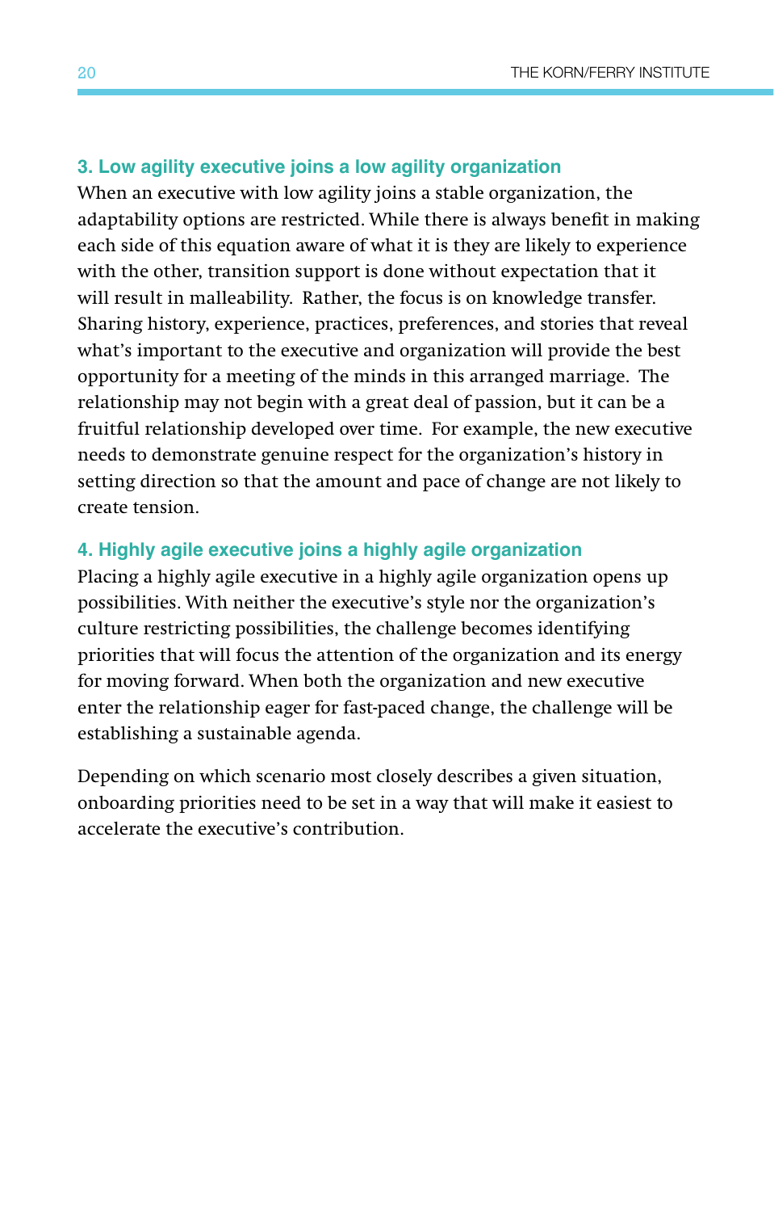### 3. Low agility executive joins a low agility organization

When an executive with low agility joins a stable organization, the adaptability options are restricted. While there is always benefit in making each side of this equation aware of what it is they are likely to experience with the other, transition support is done without expectation that it will result in malleability. Rather, the focus is on knowledge transfer. Sharing history, experience, practices, preferences, and stories that reveal what's important to the executive and organization will provide the best opportunity for a meeting of the minds in this arranged marriage. The relationship may not begin with a great deal of passion, but it can be a fruitful relationship developed over time. For example, the new executive needs to demonstrate genuine respect for the organization's history in setting direction so that the amount and pace of change are not likely to create tension.

### 4. Highly agile executive joins a highly agile organization

Placing a highly agile executive in a highly agile organization opens up possibilities. With neither the executive's style nor the organization's culture restricting possibilities, the challenge becomes identifying priorities that will focus the attention of the organization and its energy for moving forward. When both the organization and new executive enter the relationship eager for fast-paced change, the challenge will be establishing a sustainable agenda.

Depending on which scenario most closely describes a given situation, onboarding priorities need to be set in a way that will make it easiest to accelerate the executive's contribution.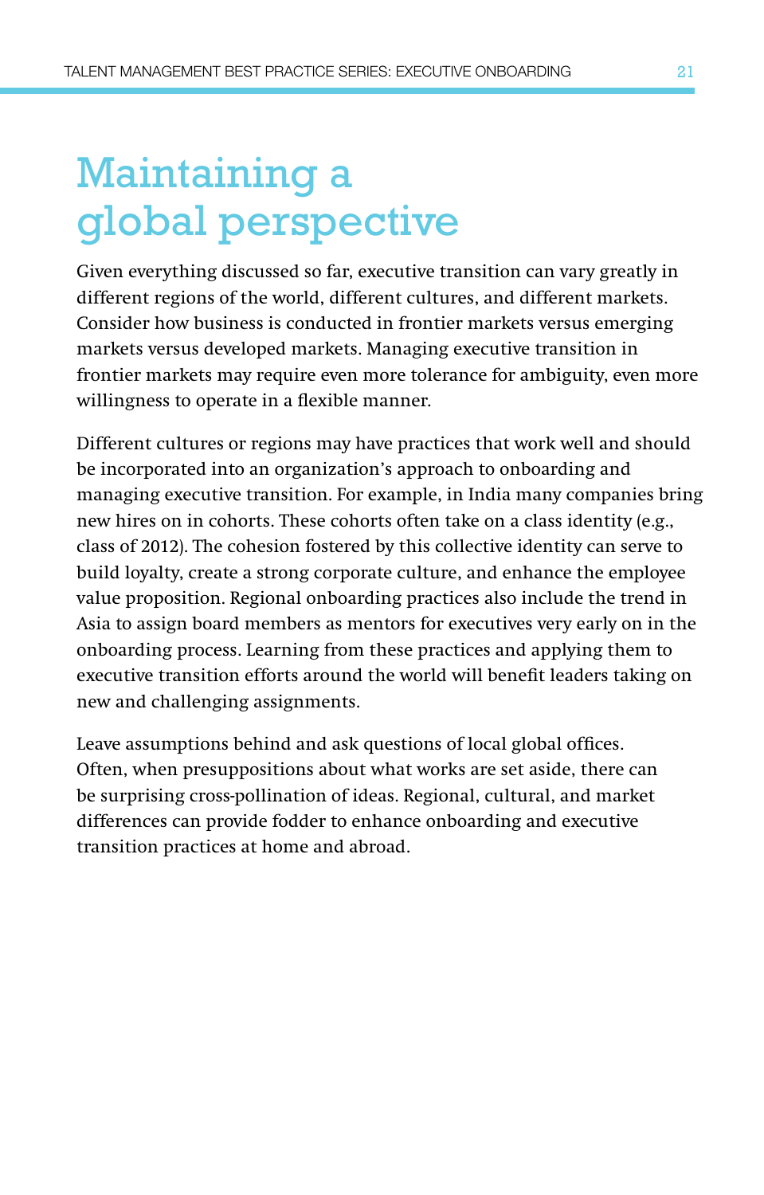# Maintaining a global perspective

Given everything discussed so far, executive transition can vary greatly in different regions of the world, different cultures, and different markets. Consider how business is conducted in frontier markets versus emerging markets versus developed markets. Managing executive transition in frontier markets may require even more tolerance for ambiguity, even more willingness to operate in a flexible manner.

Different cultures or regions may have practices that work well and should be incorporated into an organization's approach to onboarding and managing executive transition. For example, in India many companies bring new hires on in cohorts. These cohorts often take on a class identity (e.g., class of 2012). The cohesion fostered by this collective identity can serve to build loyalty, create a strong corporate culture, and enhance the employee value proposition. Regional onboarding practices also include the trend in Asia to assign board members as mentors for executives very early on in the onboarding process. Learning from these practices and applying them to executive transition efforts around the world will benefit leaders taking on new and challenging assignments.

Leave assumptions behind and ask questions of local global offices. Often, when presuppositions about what works are set aside, there can be surprising cross-pollination of ideas. Regional, cultural, and market differences can provide fodder to enhance onboarding and executive transition practices at home and abroad.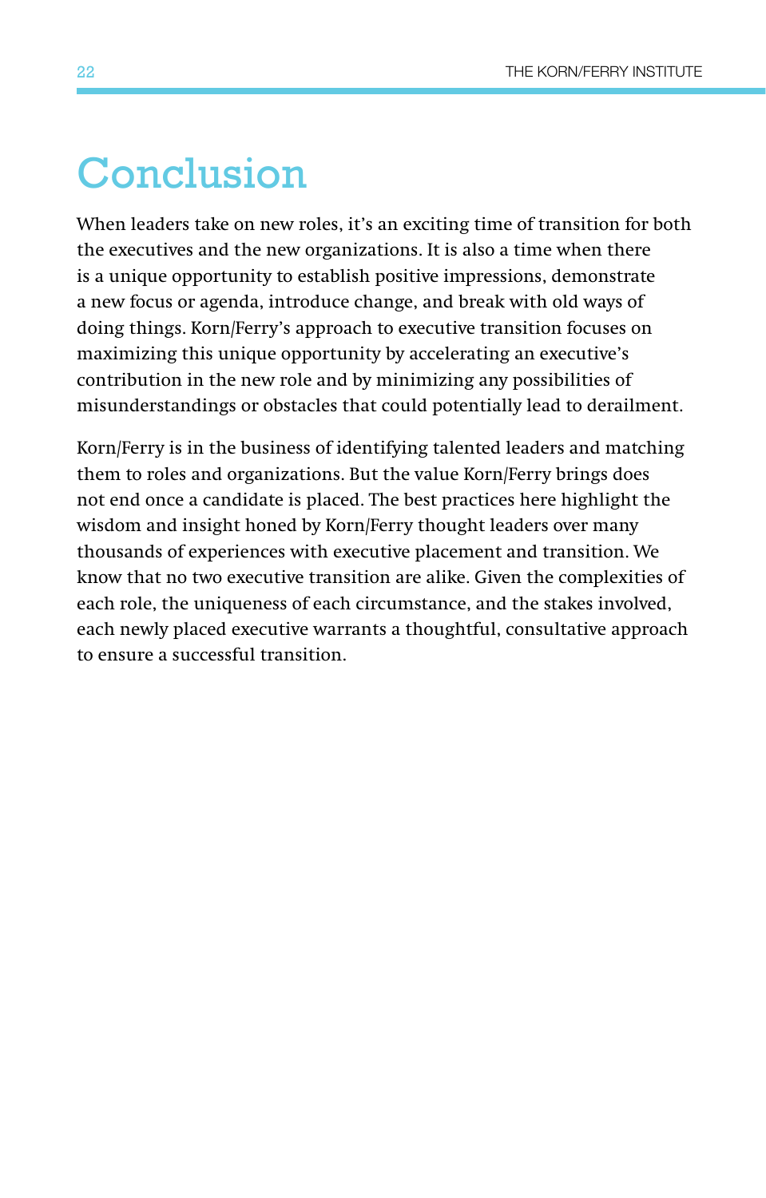# Conclusion

When leaders take on new roles, it's an exciting time of transition for both the executives and the new organizations. It is also a time when there is a unique opportunity to establish positive impressions, demonstrate a new focus or agenda, introduce change, and break with old ways of doing things. Korn/Ferry's approach to executive transition focuses on maximizing this unique opportunity by accelerating an executive's contribution in the new role and by minimizing any possibilities of misunderstandings or obstacles that could potentially lead to derailment.

Korn/Ferry is in the business of identifying talented leaders and matching them to roles and organizations. But the value Korn/Ferry brings does not end once a candidate is placed. The best practices here highlight the wisdom and insight honed by Korn/Ferry thought leaders over many thousands of experiences with executive placement and transition. We know that no two executive transition are alike. Given the complexities of each role, the uniqueness of each circumstance, and the stakes involved, each newly placed executive warrants a thoughtful, consultative approach to ensure a successful transition.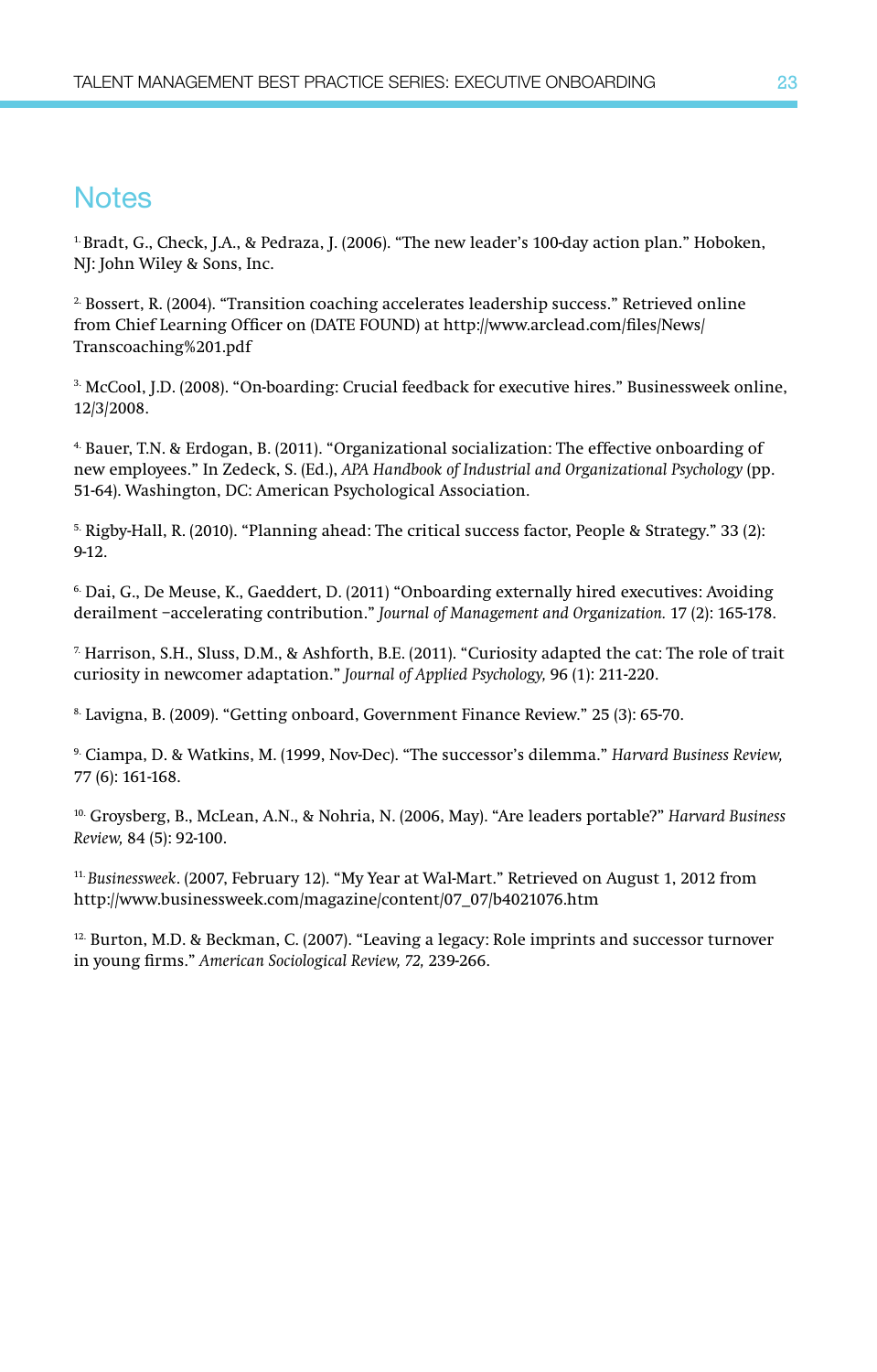## Notes

[1] Bradt, G., Check, J.A., & Pedraza, J. (2006). "The new leader's 100-day action plan." Hoboken, NJ: John Wiley & Sons, Inc.

[2] Bossert, R. (2004). "Transition coaching accelerates leadership success." Retrieved online from Chief Learning Officer on (DATE FOUND) at http://www.arclead.com/files/News/Transcoaching%201.pdf

[3] McCool, J.D. (2008). "On-boarding: Crucial feedback for executive hires." Businessweek online, 12/3/2008.

[4] Bauer, T.N. & Erdogan, B. (2011). "Organizational socialization: The effective onboarding of new employees." In Zedeck, S. (Ed.), *APA Handbook of Industrial and Organizational Psychology* (pp. 51-64). Washington, DC: American Psychological Association.

[5] Rigby-Hall, R. (2010). "Planning ahead: The critical success factor, People & Strategy." 33 (2): 9-12.

[6] Dai, G., De Meuse, K., Gaeddert, D. (2011) "Onboarding externally hired executives: Avoiding derailment –accelerating contribution." *Journal of Management and Organization.* 17 (2): 165-178.

[7] Harrison, S.H., Sluss, D.M., & Ashforth, B.E. (2011). "Curiosity adapted the cat: The role of trait curiosity in newcomer adaptation." *Journal of Applied Psychology,* 96 (1): 211-220.

[8] Lavigna, B. (2009). "Getting onboard, Government Finance Review." 25 (3): 65-70.

[9] Ciampa, D. & Watkins, M. (1999, Nov-Dec). "The successor's dilemma." *Harvard Business Review,* 77 (6): 161-168.

[10] Groysberg, B., McLean, A.N., & Nohria, N. (2006, May). "Are leaders portable?" *Harvard Business Review,* 84 (5): 92-100.

[11] *Businessweek*. (2007, February 12). "My Year at Wal-Mart." Retrieved on August 1, 2012 from http://www.businessweek.com/magazine/content/07_07/b4021076.htm

[12] Burton, M.D. & Beckman, C. (2007). "Leaving a legacy: Role imprints and successor turnover in young firms." *American Sociological Review, 72,* 239-266.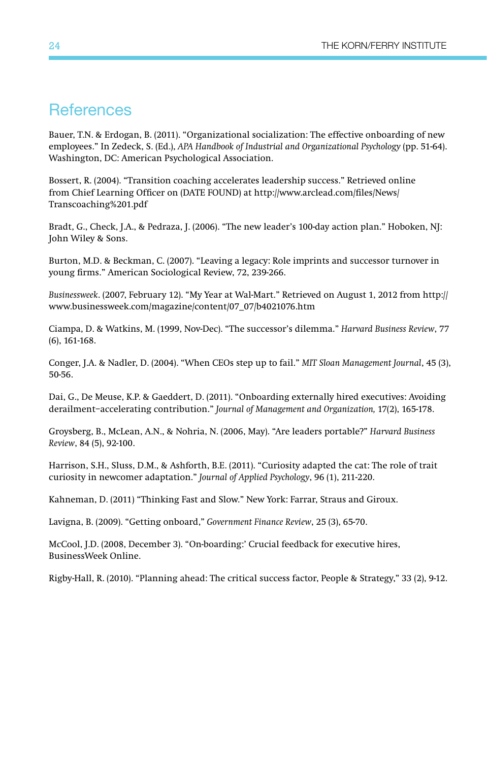## References

Bauer, T.N. & Erdogan, B. (2011). "Organizational socialization: The effective onboarding of new employees." In Zedeck, S. (Ed.), *APA Handbook of Industrial and Organizational Psychology* (pp. 51-64). Washington, DC: American Psychological Association.

Bossert, R. (2004). "Transition coaching accelerates leadership success." Retrieved online from Chief Learning Officer on (DATE FOUND) at http://www.arclead.com/files/News/Transcoaching%201.pdf

Bradt, G., Check, J.A., & Pedraza, J. (2006). "The new leader's 100-day action plan." Hoboken, NJ: John Wiley & Sons.

Burton, M.D. & Beckman, C. (2007). "Leaving a legacy: Role imprints and successor turnover in young firms." American Sociological Review, 72, 239-266.

*Businessweek*. (2007, February 12). "My Year at Wal-Mart." Retrieved on August 1, 2012 from http://www.businessweek.com/magazine/content/07_07/b4021076.htm

Ciampa, D. & Watkins, M. (1999, Nov-Dec). "The successor's dilemma." *Harvard Business Review*, 77 (6), 161-168.

Conger, J.A. & Nadler, D. (2004). "When CEOs step up to fail." *MIT Sloan Management Journal*, 45 (3), 50-56.

Dai, G., De Meuse, K.P. & Gaeddert, D. (2011). "Onboarding externally hired executives: Avoiding derailment–accelerating contribution." *Journal of Management and Organization,* 17(2), 165-178.

Groysberg, B., McLean, A.N., & Nohria, N. (2006, May). "Are leaders portable?" *Harvard Business Review*, 84 (5), 92-100.

Harrison, S.H., Sluss, D.M., & Ashforth, B.E. (2011). "Curiosity adapted the cat: The role of trait curiosity in newcomer adaptation." *Journal of Applied Psychology*, 96 (1), 211-220.

Kahneman, D. (2011) "Thinking Fast and Slow." New York: Farrar, Straus and Giroux.

Lavigna, B. (2009). "Getting onboard," *Government Finance Review*, 25 (3), 65-70.

McCool, J.D. (2008, December 3). "On-boarding:' Crucial feedback for executive hires, BusinessWeek Online.

Rigby-Hall, R. (2010). "Planning ahead: The critical success factor, People & Strategy," 33 (2), 9-12.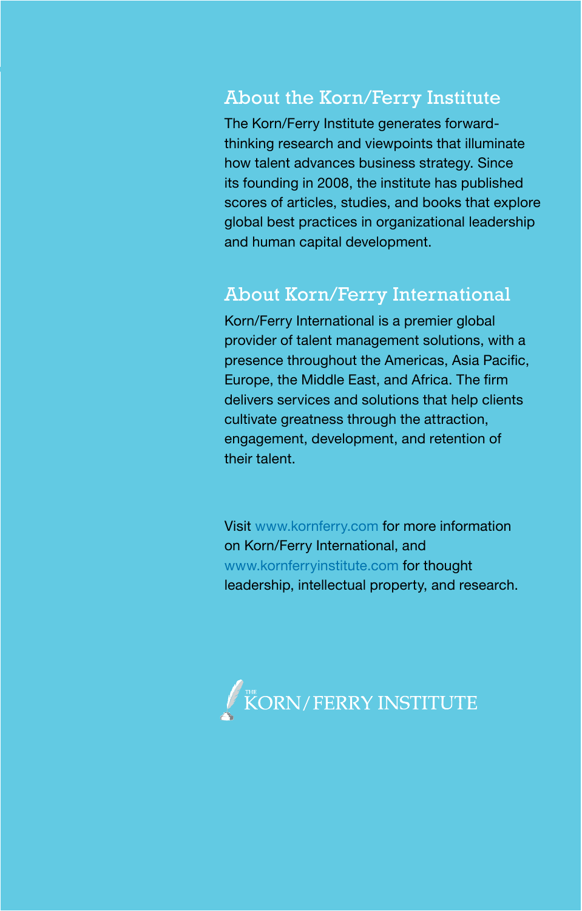## About the Korn/Ferry Institute

The Korn/Ferry Institute generates forward-thinking research and viewpoints that illuminate how talent advances business strategy. Since its founding in 2008, the institute has published scores of articles, studies, and books that explore global best practices in organizational leadership and human capital development.

## About Korn/Ferry International

Korn/Ferry International is a premier global provider of talent management solutions, with a presence throughout the Americas, Asia Pacific, Europe, the Middle East, and Africa. The firm delivers services and solutions that help clients cultivate greatness through the attraction, engagement, development, and retention of their talent.

Visit www.kornferry.com for more information on Korn/Ferry International, and www.kornferryinstitute.com for thought leadership, intellectual property, and research.

THE KORN/FERRY INSTITUTE